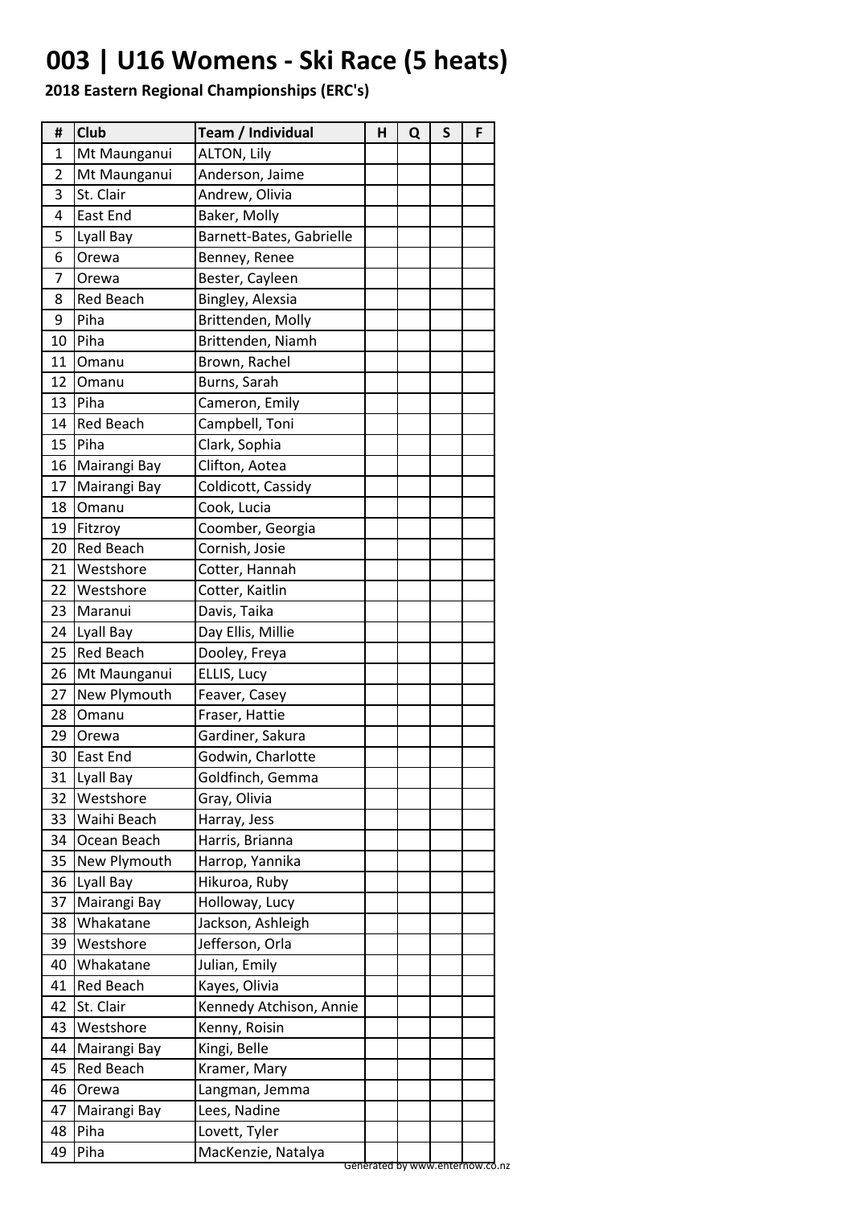# 003 | U16 Womens - Ski Race (5 heats)

**2018 Eastern Regional Championships (ERC's)**

| # | Club | Team / Individual | H | Q | S | F |
|---|---|---|---|---|---|---|
| 1 | Mt Maunganui | ALTON, Lily | | | | |
| 2 | Mt Maunganui | Anderson, Jaime | | | | |
| 3 | St. Clair | Andrew, Olivia | | | | |
| 4 | East End | Baker, Molly | | | | |
| 5 | Lyall Bay | Barnett-Bates, Gabrielle | | | | |
| 6 | Orewa | Benney, Renee | | | | |
| 7 | Orewa | Bester, Cayleen | | | | |
| 8 | Red Beach | Bingley, Alexsia | | | | |
| 9 | Piha | Brittenden, Molly | | | | |
| 10 | Piha | Brittenden, Niamh | | | | |
| 11 | Omanu | Brown, Rachel | | | | |
| 12 | Omanu | Burns, Sarah | | | | |
| 13 | Piha | Cameron, Emily | | | | |
| 14 | Red Beach | Campbell, Toni | | | | |
| 15 | Piha | Clark, Sophia | | | | |
| 16 | Mairangi Bay | Clifton, Aotea | | | | |
| 17 | Mairangi Bay | Coldicott, Cassidy | | | | |
| 18 | Omanu | Cook, Lucia | | | | |
| 19 | Fitzroy | Coomber, Georgia | | | | |
| 20 | Red Beach | Cornish, Josie | | | | |
| 21 | Westshore | Cotter, Hannah | | | | |
| 22 | Westshore | Cotter, Kaitlin | | | | |
| 23 | Maranui | Davis, Taika | | | | |
| 24 | Lyall Bay | Day Ellis, Millie | | | | |
| 25 | Red Beach | Dooley, Freya | | | | |
| 26 | Mt Maunganui | ELLIS, Lucy | | | | |
| 27 | New Plymouth | Feaver, Casey | | | | |
| 28 | Omanu | Fraser, Hattie | | | | |
| 29 | Orewa | Gardiner, Sakura | | | | |
| 30 | East End | Godwin, Charlotte | | | | |
| 31 | Lyall Bay | Goldfinch, Gemma | | | | |
| 32 | Westshore | Gray, Olivia | | | | |
| 33 | Waihi Beach | Harray, Jess | | | | |
| 34 | Ocean Beach | Harris, Brianna | | | | |
| 35 | New Plymouth | Harrop, Yannika | | | | |
| 36 | Lyall Bay | Hikuroa, Ruby | | | | |
| 37 | Mairangi Bay | Holloway, Lucy | | | | |
| 38 | Whakatane | Jackson, Ashleigh | | | | |
| 39 | Westshore | Jefferson, Orla | | | | |
| 40 | Whakatane | Julian, Emily | | | | |
| 41 | Red Beach | Kayes, Olivia | | | | |
| 42 | St. Clair | Kennedy Atchison, Annie | | | | |
| 43 | Westshore | Kenny, Roisin | | | | |
| 44 | Mairangi Bay | Kingi, Belle | | | | |
| 45 | Red Beach | Kramer, Mary | | | | |
| 46 | Orewa | Langman, Jemma | | | | |
| 47 | Mairangi Bay | Lees, Nadine | | | | |
| 48 | Piha | Lovett, Tyler | | | | |
| 49 | Piha | MacKenzie, Natalya | | | | |

Generated by www.enternow.co.nz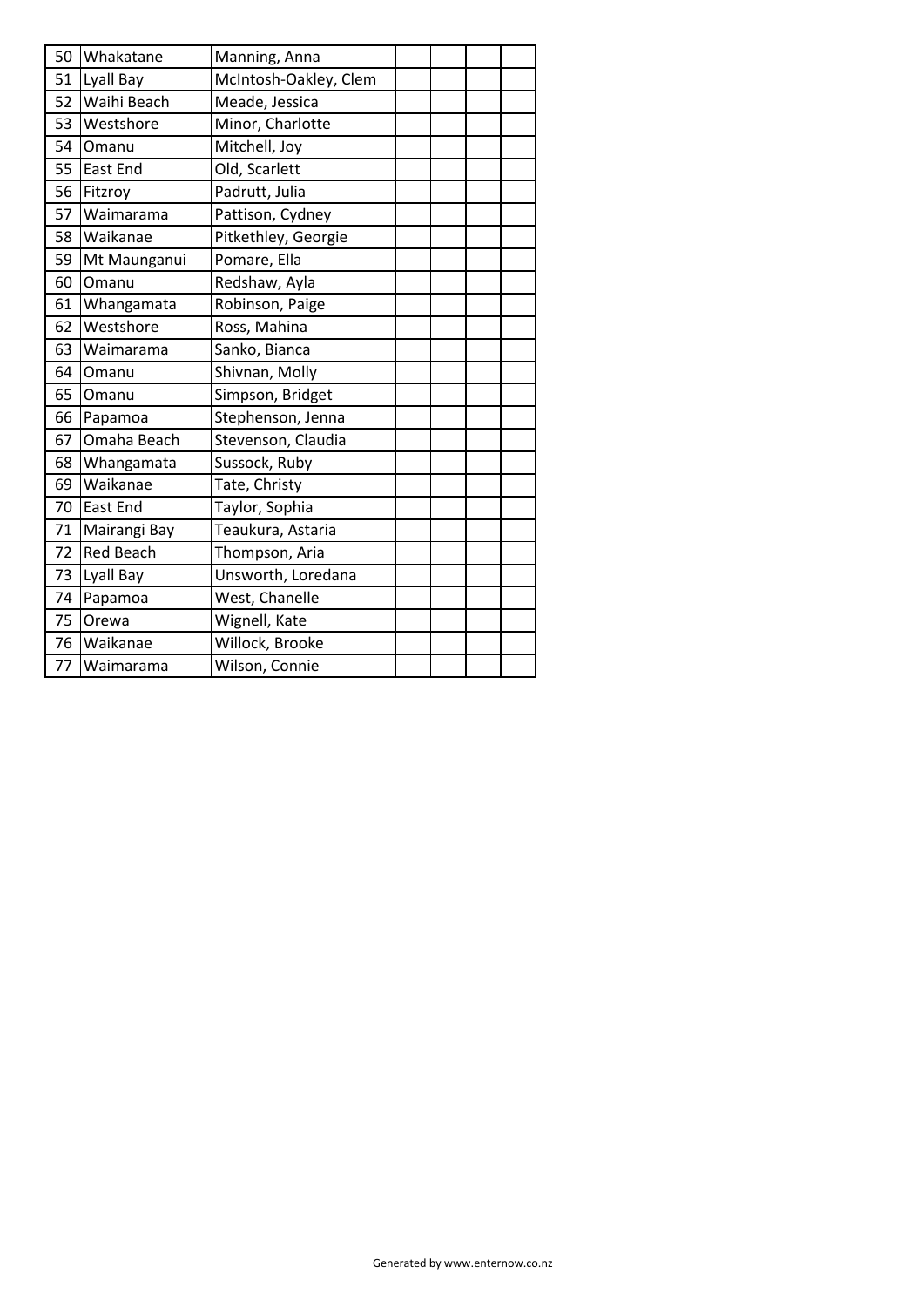| | | | | | | |
|---|---|---|---|---|---|---|
| 50 | Whakatane | Manning, Anna | | | | |
| 51 | Lyall Bay | McIntosh-Oakley, Clem | | | | |
| 52 | Waihi Beach | Meade, Jessica | | | | |
| 53 | Westshore | Minor, Charlotte | | | | |
| 54 | Omanu | Mitchell, Joy | | | | |
| 55 | East End | Old, Scarlett | | | | |
| 56 | Fitzroy | Padrutt, Julia | | | | |
| 57 | Waimarama | Pattison, Cydney | | | | |
| 58 | Waikanae | Pitkethley, Georgie | | | | |
| 59 | Mt Maunganui | Pomare, Ella | | | | |
| 60 | Omanu | Redshaw, Ayla | | | | |
| 61 | Whangamata | Robinson, Paige | | | | |
| 62 | Westshore | Ross, Mahina | | | | |
| 63 | Waimarama | Sanko, Bianca | | | | |
| 64 | Omanu | Shivnan, Molly | | | | |
| 65 | Omanu | Simpson, Bridget | | | | |
| 66 | Papamoa | Stephenson, Jenna | | | | |
| 67 | Omaha Beach | Stevenson, Claudia | | | | |
| 68 | Whangamata | Sussock, Ruby | | | | |
| 69 | Waikanae | Tate, Christy | | | | |
| 70 | East End | Taylor, Sophia | | | | |
| 71 | Mairangi Bay | Teaukura, Astaria | | | | |
| 72 | Red Beach | Thompson, Aria | | | | |
| 73 | Lyall Bay | Unsworth, Loredana | | | | |
| 74 | Papamoa | West, Chanelle | | | | |
| 75 | Orewa | Wignell, Kate | | | | |
| 76 | Waikanae | Willock, Brooke | | | | |
| 77 | Waimarama | Wilson, Connie | | | | |

Generated by www.enternow.co.nz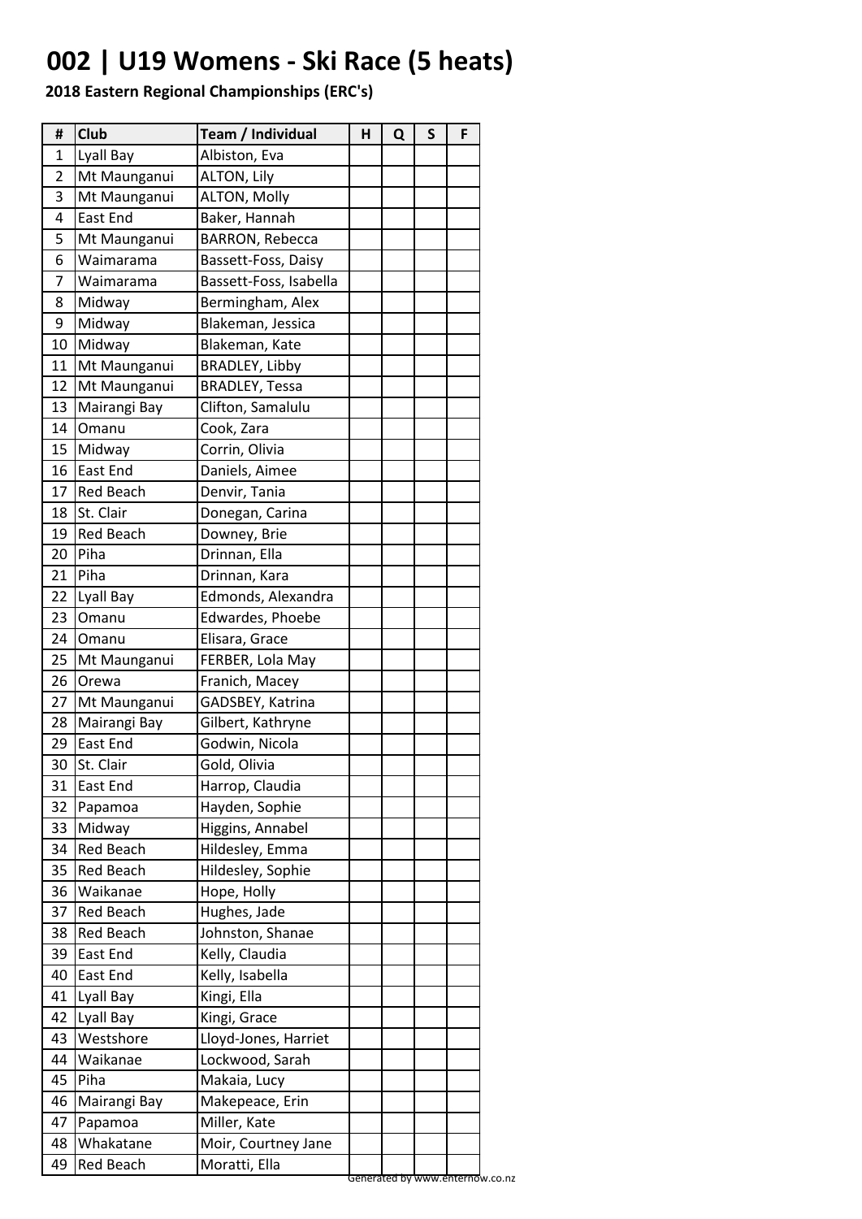# 002 | U19 Womens - Ski Race (5 heats)

**2018 Eastern Regional Championships (ERC's)**

| # | Club | Team / Individual | H | Q | S | F |
|---|---|---|---|---|---|---|
| 1 | Lyall Bay | Albiston, Eva | | | | |
| 2 | Mt Maunganui | ALTON, Lily | | | | |
| 3 | Mt Maunganui | ALTON, Molly | | | | |
| 4 | East End | Baker, Hannah | | | | |
| 5 | Mt Maunganui | BARRON, Rebecca | | | | |
| 6 | Waimarama | Bassett-Foss, Daisy | | | | |
| 7 | Waimarama | Bassett-Foss, Isabella | | | | |
| 8 | Midway | Bermingham, Alex | | | | |
| 9 | Midway | Blakeman, Jessica | | | | |
| 10 | Midway | Blakeman, Kate | | | | |
| 11 | Mt Maunganui | BRADLEY, Libby | | | | |
| 12 | Mt Maunganui | BRADLEY, Tessa | | | | |
| 13 | Mairangi Bay | Clifton, Samalulu | | | | |
| 14 | Omanu | Cook, Zara | | | | |
| 15 | Midway | Corrin, Olivia | | | | |
| 16 | East End | Daniels, Aimee | | | | |
| 17 | Red Beach | Denvir, Tania | | | | |
| 18 | St. Clair | Donegan, Carina | | | | |
| 19 | Red Beach | Downey, Brie | | | | |
| 20 | Piha | Drinnan, Ella | | | | |
| 21 | Piha | Drinnan, Kara | | | | |
| 22 | Lyall Bay | Edmonds, Alexandra | | | | |
| 23 | Omanu | Edwardes, Phoebe | | | | |
| 24 | Omanu | Elisara, Grace | | | | |
| 25 | Mt Maunganui | FERBER, Lola May | | | | |
| 26 | Orewa | Franich, Macey | | | | |
| 27 | Mt Maunganui | GADSBEY, Katrina | | | | |
| 28 | Mairangi Bay | Gilbert, Kathryne | | | | |
| 29 | East End | Godwin, Nicola | | | | |
| 30 | St. Clair | Gold, Olivia | | | | |
| 31 | East End | Harrop, Claudia | | | | |
| 32 | Papamoa | Hayden, Sophie | | | | |
| 33 | Midway | Higgins, Annabel | | | | |
| 34 | Red Beach | Hildesley, Emma | | | | |
| 35 | Red Beach | Hildesley, Sophie | | | | |
| 36 | Waikanae | Hope, Holly | | | | |
| 37 | Red Beach | Hughes, Jade | | | | |
| 38 | Red Beach | Johnston, Shanae | | | | |
| 39 | East End | Kelly, Claudia | | | | |
| 40 | East End | Kelly, Isabella | | | | |
| 41 | Lyall Bay | Kingi, Ella | | | | |
| 42 | Lyall Bay | Kingi, Grace | | | | |
| 43 | Westshore | Lloyd-Jones, Harriet | | | | |
| 44 | Waikanae | Lockwood, Sarah | | | | |
| 45 | Piha | Makaia, Lucy | | | | |
| 46 | Mairangi Bay | Makepeace, Erin | | | | |
| 47 | Papamoa | Miller, Kate | | | | |
| 48 | Whakatane | Moir, Courtney Jane | | | | |
| 49 | Red Beach | Moratti, Ella | | | | |

Generated by www.enternow.co.nz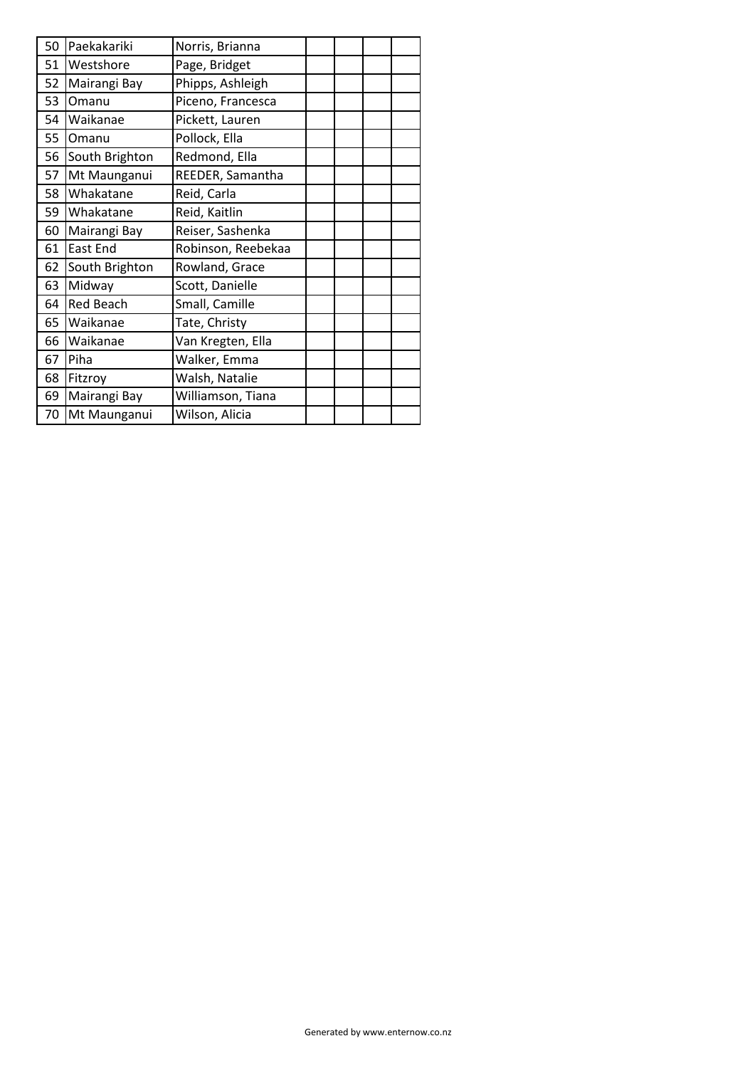| 50 | Paekakariki | Norris, Brianna | | | | |
|---|---|---|---|---|---|---|
| 51 | Westshore | Page, Bridget | | | | |
| 52 | Mairangi Bay | Phipps, Ashleigh | | | | |
| 53 | Omanu | Piceno, Francesca | | | | |
| 54 | Waikanae | Pickett, Lauren | | | | |
| 55 | Omanu | Pollock, Ella | | | | |
| 56 | South Brighton | Redmond, Ella | | | | |
| 57 | Mt Maunganui | REEDER, Samantha | | | | |
| 58 | Whakatane | Reid, Carla | | | | |
| 59 | Whakatane | Reid, Kaitlin | | | | |
| 60 | Mairangi Bay | Reiser, Sashenka | | | | |
| 61 | East End | Robinson, Reebekaa | | | | |
| 62 | South Brighton | Rowland, Grace | | | | |
| 63 | Midway | Scott, Danielle | | | | |
| 64 | Red Beach | Small, Camille | | | | |
| 65 | Waikanae | Tate, Christy | | | | |
| 66 | Waikanae | Van Kregten, Ella | | | | |
| 67 | Piha | Walker, Emma | | | | |
| 68 | Fitzroy | Walsh, Natalie | | | | |
| 69 | Mairangi Bay | Williamson, Tiana | | | | |
| 70 | Mt Maunganui | Wilson, Alicia | | | | |

Generated by www.enternow.co.nz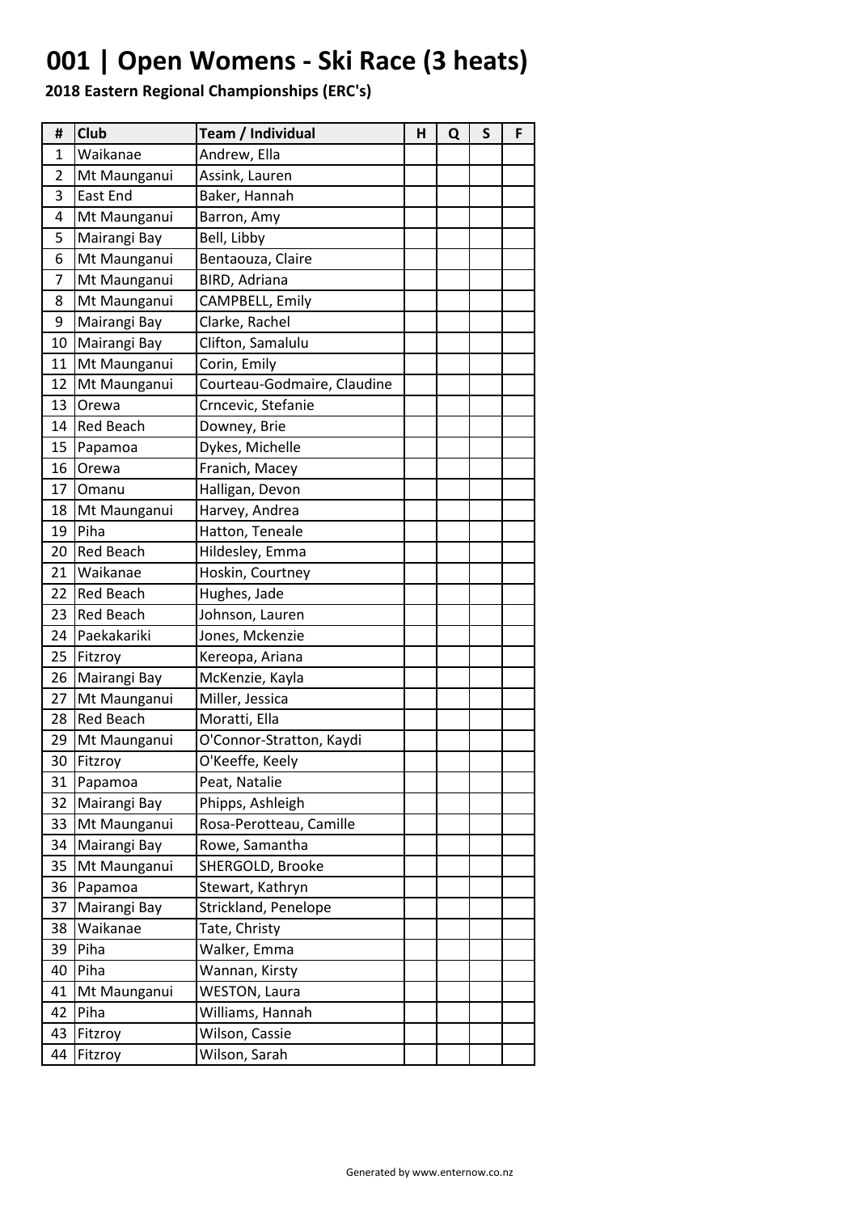# 001 | Open Womens - Ski Race (3 heats)

**2018 Eastern Regional Championships (ERC's)**

| # | Club | Team / Individual | H | Q | S | F |
|---|---|---|---|---|---|---|
| 1 | Waikanae | Andrew, Ella | | | | |
| 2 | Mt Maunganui | Assink, Lauren | | | | |
| 3 | East End | Baker, Hannah | | | | |
| 4 | Mt Maunganui | Barron, Amy | | | | |
| 5 | Mairangi Bay | Bell, Libby | | | | |
| 6 | Mt Maunganui | Bentaouza, Claire | | | | |
| 7 | Mt Maunganui | BIRD, Adriana | | | | |
| 8 | Mt Maunganui | CAMPBELL, Emily | | | | |
| 9 | Mairangi Bay | Clarke, Rachel | | | | |
| 10 | Mairangi Bay | Clifton, Samalulu | | | | |
| 11 | Mt Maunganui | Corin, Emily | | | | |
| 12 | Mt Maunganui | Courteau-Godmaire, Claudine | | | | |
| 13 | Orewa | Crncevic, Stefanie | | | | |
| 14 | Red Beach | Downey, Brie | | | | |
| 15 | Papamoa | Dykes, Michelle | | | | |
| 16 | Orewa | Franich, Macey | | | | |
| 17 | Omanu | Halligan, Devon | | | | |
| 18 | Mt Maunganui | Harvey, Andrea | | | | |
| 19 | Piha | Hatton, Teneale | | | | |
| 20 | Red Beach | Hildesley, Emma | | | | |
| 21 | Waikanae | Hoskin, Courtney | | | | |
| 22 | Red Beach | Hughes, Jade | | | | |
| 23 | Red Beach | Johnson, Lauren | | | | |
| 24 | Paekakariki | Jones, Mckenzie | | | | |
| 25 | Fitzroy | Kereopa, Ariana | | | | |
| 26 | Mairangi Bay | McKenzie, Kayla | | | | |
| 27 | Mt Maunganui | Miller, Jessica | | | | |
| 28 | Red Beach | Moratti, Ella | | | | |
| 29 | Mt Maunganui | O'Connor-Stratton, Kaydi | | | | |
| 30 | Fitzroy | O'Keeffe, Keely | | | | |
| 31 | Papamoa | Peat, Natalie | | | | |
| 32 | Mairangi Bay | Phipps, Ashleigh | | | | |
| 33 | Mt Maunganui | Rosa-Perotteau, Camille | | | | |
| 34 | Mairangi Bay | Rowe, Samantha | | | | |
| 35 | Mt Maunganui | SHERGOLD, Brooke | | | | |
| 36 | Papamoa | Stewart, Kathryn | | | | |
| 37 | Mairangi Bay | Strickland, Penelope | | | | |
| 38 | Waikanae | Tate, Christy | | | | |
| 39 | Piha | Walker, Emma | | | | |
| 40 | Piha | Wannan, Kirsty | | | | |
| 41 | Mt Maunganui | WESTON, Laura | | | | |
| 42 | Piha | Williams, Hannah | | | | |
| 43 | Fitzroy | Wilson, Cassie | | | | |
| 44 | Fitzroy | Wilson, Sarah | | | | |

Generated by www.enternow.co.nz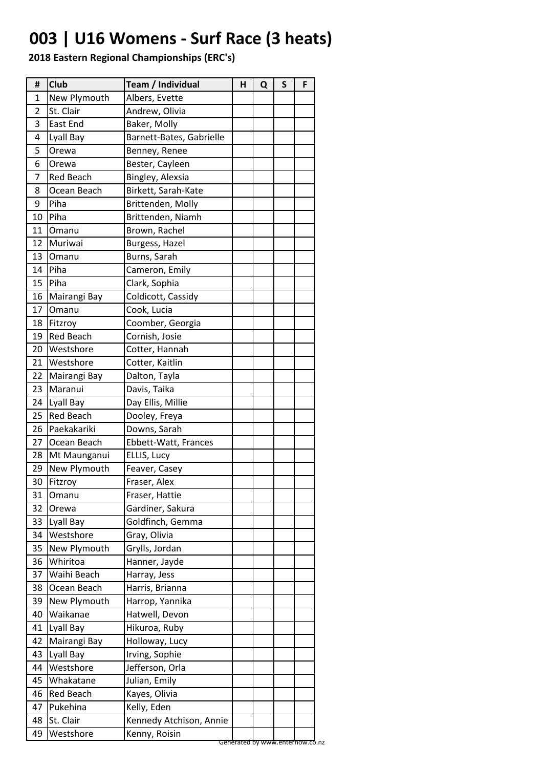# 003 | U16 Womens - Surf Race (3 heats)

**2018 Eastern Regional Championships (ERC's)**

| # | Club | Team / Individual | H | Q | S | F |
|---|---|---|---|---|---|---|
| 1 | New Plymouth | Albers, Evette | | | | |
| 2 | St. Clair | Andrew, Olivia | | | | |
| 3 | East End | Baker, Molly | | | | |
| 4 | Lyall Bay | Barnett-Bates, Gabrielle | | | | |
| 5 | Orewa | Benney, Renee | | | | |
| 6 | Orewa | Bester, Cayleen | | | | |
| 7 | Red Beach | Bingley, Alexsia | | | | |
| 8 | Ocean Beach | Birkett, Sarah-Kate | | | | |
| 9 | Piha | Brittenden, Molly | | | | |
| 10 | Piha | Brittenden, Niamh | | | | |
| 11 | Omanu | Brown, Rachel | | | | |
| 12 | Muriwai | Burgess, Hazel | | | | |
| 13 | Omanu | Burns, Sarah | | | | |
| 14 | Piha | Cameron, Emily | | | | |
| 15 | Piha | Clark, Sophia | | | | |
| 16 | Mairangi Bay | Coldicott, Cassidy | | | | |
| 17 | Omanu | Cook, Lucia | | | | |
| 18 | Fitzroy | Coomber, Georgia | | | | |
| 19 | Red Beach | Cornish, Josie | | | | |
| 20 | Westshore | Cotter, Hannah | | | | |
| 21 | Westshore | Cotter, Kaitlin | | | | |
| 22 | Mairangi Bay | Dalton, Tayla | | | | |
| 23 | Maranui | Davis, Taika | | | | |
| 24 | Lyall Bay | Day Ellis, Millie | | | | |
| 25 | Red Beach | Dooley, Freya | | | | |
| 26 | Paekakariki | Downs, Sarah | | | | |
| 27 | Ocean Beach | Ebbett-Watt, Frances | | | | |
| 28 | Mt Maunganui | ELLIS, Lucy | | | | |
| 29 | New Plymouth | Feaver, Casey | | | | |
| 30 | Fitzroy | Fraser, Alex | | | | |
| 31 | Omanu | Fraser, Hattie | | | | |
| 32 | Orewa | Gardiner, Sakura | | | | |
| 33 | Lyall Bay | Goldfinch, Gemma | | | | |
| 34 | Westshore | Gray, Olivia | | | | |
| 35 | New Plymouth | Grylls, Jordan | | | | |
| 36 | Whiritoa | Hanner, Jayde | | | | |
| 37 | Waihi Beach | Harray, Jess | | | | |
| 38 | Ocean Beach | Harris, Brianna | | | | |
| 39 | New Plymouth | Harrop, Yannika | | | | |
| 40 | Waikanae | Hatwell, Devon | | | | |
| 41 | Lyall Bay | Hikuroa, Ruby | | | | |
| 42 | Mairangi Bay | Holloway, Lucy | | | | |
| 43 | Lyall Bay | Irving, Sophie | | | | |
| 44 | Westshore | Jefferson, Orla | | | | |
| 45 | Whakatane | Julian, Emily | | | | |
| 46 | Red Beach | Kayes, Olivia | | | | |
| 47 | Pukehina | Kelly, Eden | | | | |
| 48 | St. Clair | Kennedy Atchison, Annie | | | | |
| 49 | Westshore | Kenny, Roisin | | | | |

Generated by www.enternow.co.nz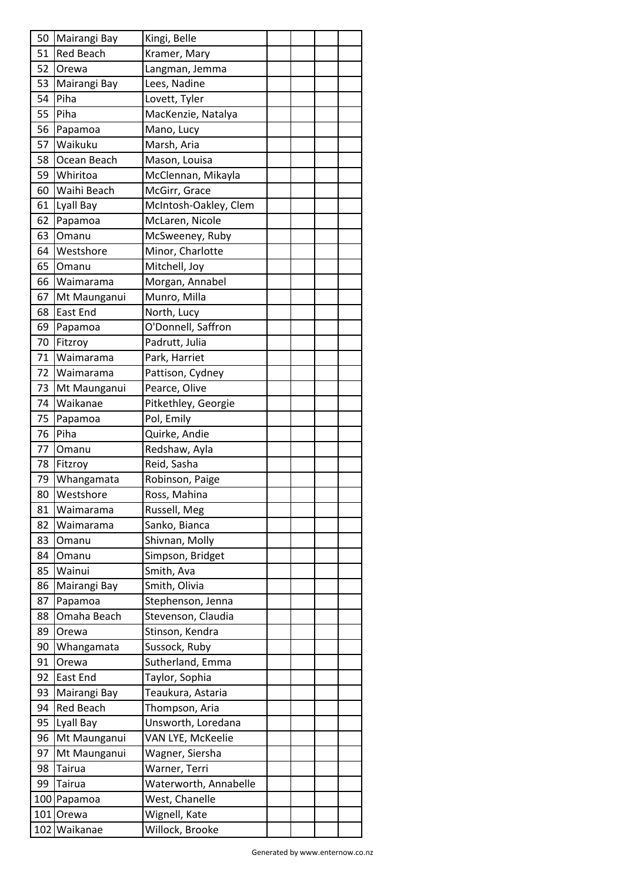| | | | | | | |
|---|---|---|---|---|---|---|
| 50 | Mairangi Bay | Kingi, Belle | | | | |
| 51 | Red Beach | Kramer, Mary | | | | |
| 52 | Orewa | Langman, Jemma | | | | |
| 53 | Mairangi Bay | Lees, Nadine | | | | |
| 54 | Piha | Lovett, Tyler | | | | |
| 55 | Piha | MacKenzie, Natalya | | | | |
| 56 | Papamoa | Mano, Lucy | | | | |
| 57 | Waikuku | Marsh, Aria | | | | |
| 58 | Ocean Beach | Mason, Louisa | | | | |
| 59 | Whiritoa | McClennan, Mikayla | | | | |
| 60 | Waihi Beach | McGirr, Grace | | | | |
| 61 | Lyall Bay | McIntosh-Oakley, Clem | | | | |
| 62 | Papamoa | McLaren, Nicole | | | | |
| 63 | Omanu | McSweeney, Ruby | | | | |
| 64 | Westshore | Minor, Charlotte | | | | |
| 65 | Omanu | Mitchell, Joy | | | | |
| 66 | Waimarama | Morgan, Annabel | | | | |
| 67 | Mt Maunganui | Munro, Milla | | | | |
| 68 | East End | North, Lucy | | | | |
| 69 | Papamoa | O'Donnell, Saffron | | | | |
| 70 | Fitzroy | Padrutt, Julia | | | | |
| 71 | Waimarama | Park, Harriet | | | | |
| 72 | Waimarama | Pattison, Cydney | | | | |
| 73 | Mt Maunganui | Pearce, Olive | | | | |
| 74 | Waikanae | Pitkethley, Georgie | | | | |
| 75 | Papamoa | Pol, Emily | | | | |
| 76 | Piha | Quirke, Andie | | | | |
| 77 | Omanu | Redshaw, Ayla | | | | |
| 78 | Fitzroy | Reid, Sasha | | | | |
| 79 | Whangamata | Robinson, Paige | | | | |
| 80 | Westshore | Ross, Mahina | | | | |
| 81 | Waimarama | Russell, Meg | | | | |
| 82 | Waimarama | Sanko, Bianca | | | | |
| 83 | Omanu | Shivnan, Molly | | | | |
| 84 | Omanu | Simpson, Bridget | | | | |
| 85 | Wainui | Smith, Ava | | | | |
| 86 | Mairangi Bay | Smith, Olivia | | | | |
| 87 | Papamoa | Stephenson, Jenna | | | | |
| 88 | Omaha Beach | Stevenson, Claudia | | | | |
| 89 | Orewa | Stinson, Kendra | | | | |
| 90 | Whangamata | Sussock, Ruby | | | | |
| 91 | Orewa | Sutherland, Emma | | | | |
| 92 | East End | Taylor, Sophia | | | | |
| 93 | Mairangi Bay | Teaukura, Astaria | | | | |
| 94 | Red Beach | Thompson, Aria | | | | |
| 95 | Lyall Bay | Unsworth, Loredana | | | | |
| 96 | Mt Maunganui | VAN LYE, McKeelie | | | | |
| 97 | Mt Maunganui | Wagner, Siersha | | | | |
| 98 | Tairua | Warner, Terri | | | | |
| 99 | Tairua | Waterworth, Annabelle | | | | |
| 100 | Papamoa | West, Chanelle | | | | |
| 101 | Orewa | Wignell, Kate | | | | |
| 102 | Waikanae | Willock, Brooke | | | | |

Generated by www.enternow.co.nz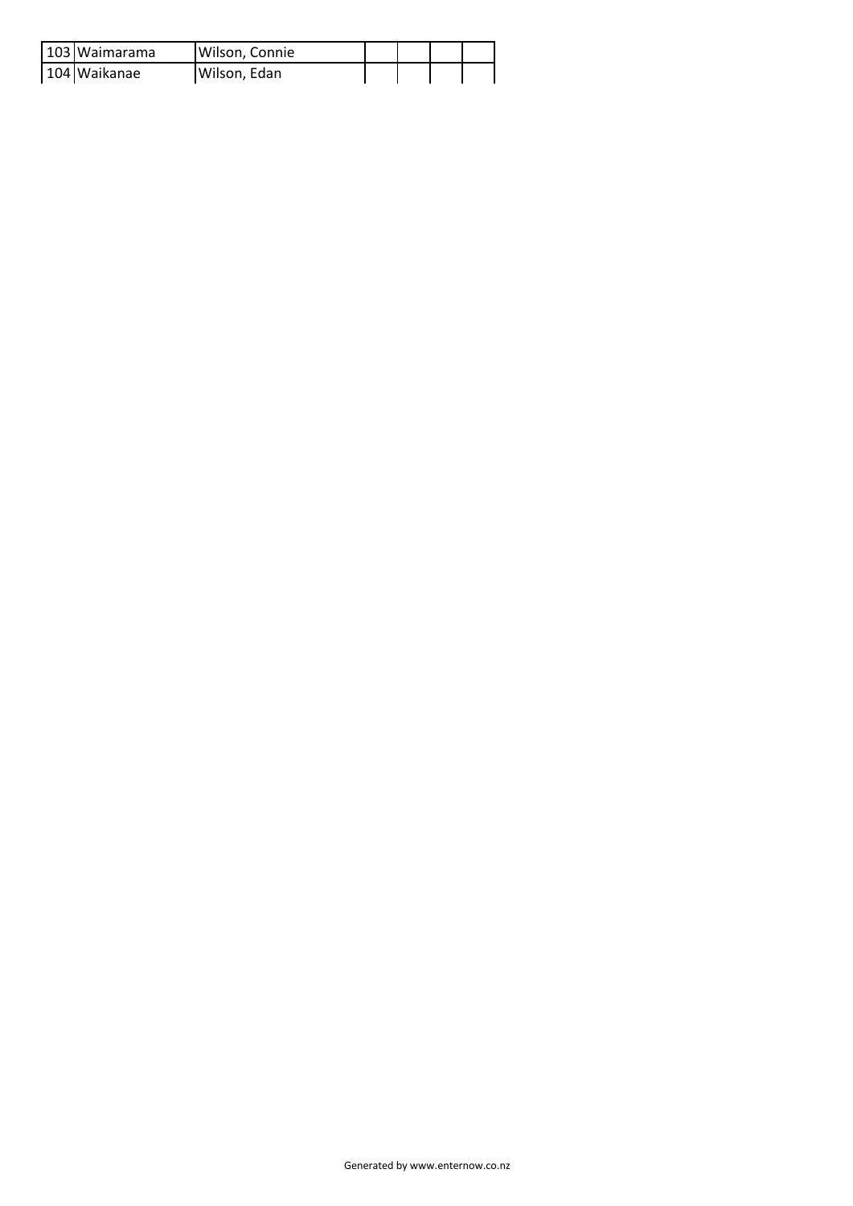| | | | | | | |
|---|---|---|---|---|---|---|
| 103 | Waimarama | Wilson, Connie | | | | |
| 104 | Waikanae | Wilson, Edan | | | | |

Generated by www.enternow.co.nz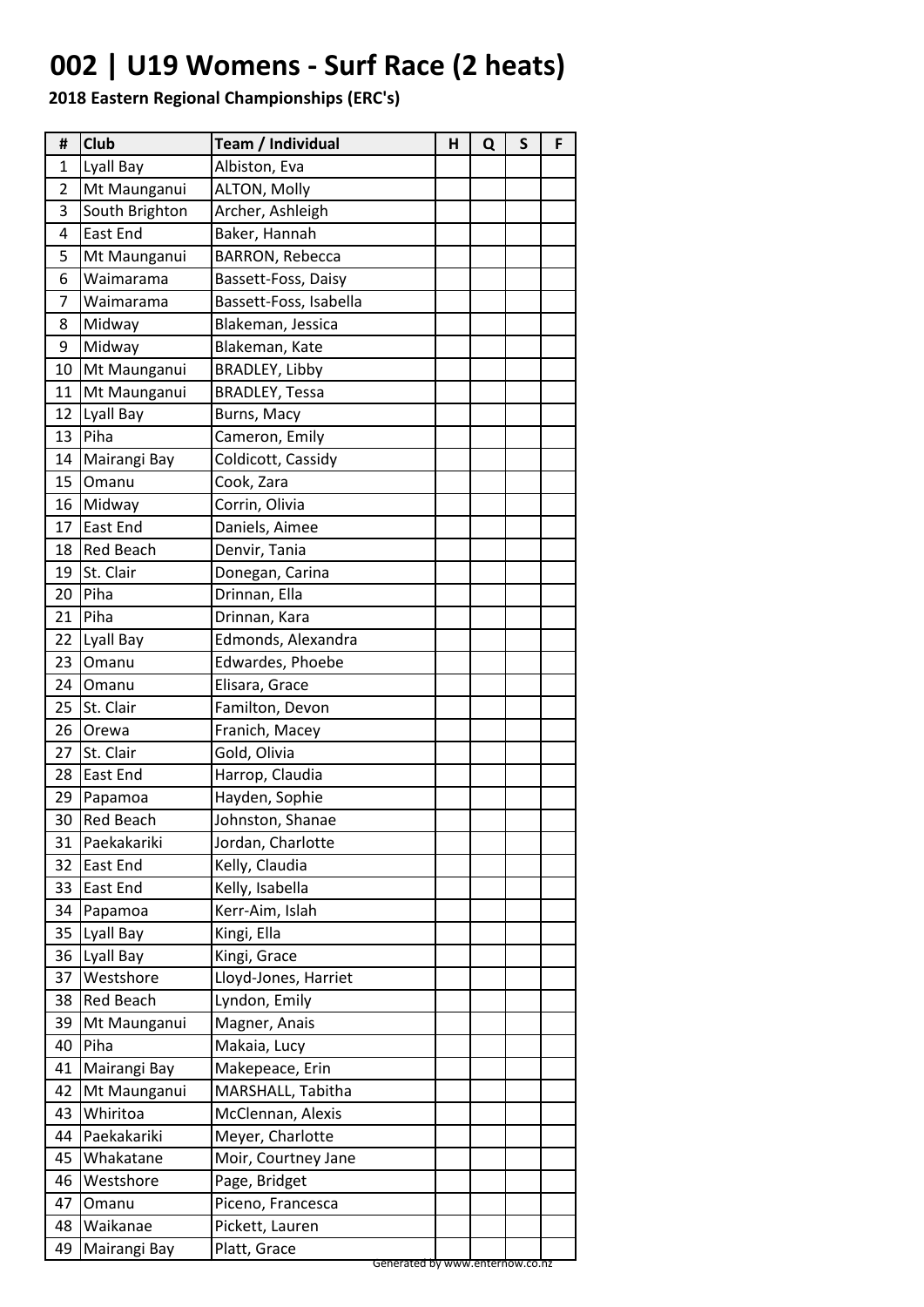# 002 | U19 Womens - Surf Race (2 heats)

**2018 Eastern Regional Championships (ERC's)**

| # | Club | Team / Individual | H | Q | S | F |
|---|---|---|---|---|---|---|
| 1 | Lyall Bay | Albiston, Eva | | | | |
| 2 | Mt Maunganui | ALTON, Molly | | | | |
| 3 | South Brighton | Archer, Ashleigh | | | | |
| 4 | East End | Baker, Hannah | | | | |
| 5 | Mt Maunganui | BARRON, Rebecca | | | | |
| 6 | Waimarama | Bassett-Foss, Daisy | | | | |
| 7 | Waimarama | Bassett-Foss, Isabella | | | | |
| 8 | Midway | Blakeman, Jessica | | | | |
| 9 | Midway | Blakeman, Kate | | | | |
| 10 | Mt Maunganui | BRADLEY, Libby | | | | |
| 11 | Mt Maunganui | BRADLEY, Tessa | | | | |
| 12 | Lyall Bay | Burns, Macy | | | | |
| 13 | Piha | Cameron, Emily | | | | |
| 14 | Mairangi Bay | Coldicott, Cassidy | | | | |
| 15 | Omanu | Cook, Zara | | | | |
| 16 | Midway | Corrin, Olivia | | | | |
| 17 | East End | Daniels, Aimee | | | | |
| 18 | Red Beach | Denvir, Tania | | | | |
| 19 | St. Clair | Donegan, Carina | | | | |
| 20 | Piha | Drinnan, Ella | | | | |
| 21 | Piha | Drinnan, Kara | | | | |
| 22 | Lyall Bay | Edmonds, Alexandra | | | | |
| 23 | Omanu | Edwardes, Phoebe | | | | |
| 24 | Omanu | Elisara, Grace | | | | |
| 25 | St. Clair | Familton, Devon | | | | |
| 26 | Orewa | Franich, Macey | | | | |
| 27 | St. Clair | Gold, Olivia | | | | |
| 28 | East End | Harrop, Claudia | | | | |
| 29 | Papamoa | Hayden, Sophie | | | | |
| 30 | Red Beach | Johnston, Shanae | | | | |
| 31 | Paekakariki | Jordan, Charlotte | | | | |
| 32 | East End | Kelly, Claudia | | | | |
| 33 | East End | Kelly, Isabella | | | | |
| 34 | Papamoa | Kerr-Aim, Islah | | | | |
| 35 | Lyall Bay | Kingi, Ella | | | | |
| 36 | Lyall Bay | Kingi, Grace | | | | |
| 37 | Westshore | Lloyd-Jones, Harriet | | | | |
| 38 | Red Beach | Lyndon, Emily | | | | |
| 39 | Mt Maunganui | Magner, Anais | | | | |
| 40 | Piha | Makaia, Lucy | | | | |
| 41 | Mairangi Bay | Makepeace, Erin | | | | |
| 42 | Mt Maunganui | MARSHALL, Tabitha | | | | |
| 43 | Whiritoa | McClennan, Alexis | | | | |
| 44 | Paekakariki | Meyer, Charlotte | | | | |
| 45 | Whakatane | Moir, Courtney Jane | | | | |
| 46 | Westshore | Page, Bridget | | | | |
| 47 | Omanu | Piceno, Francesca | | | | |
| 48 | Waikanae | Pickett, Lauren | | | | |
| 49 | Mairangi Bay | Platt, Grace | | | | |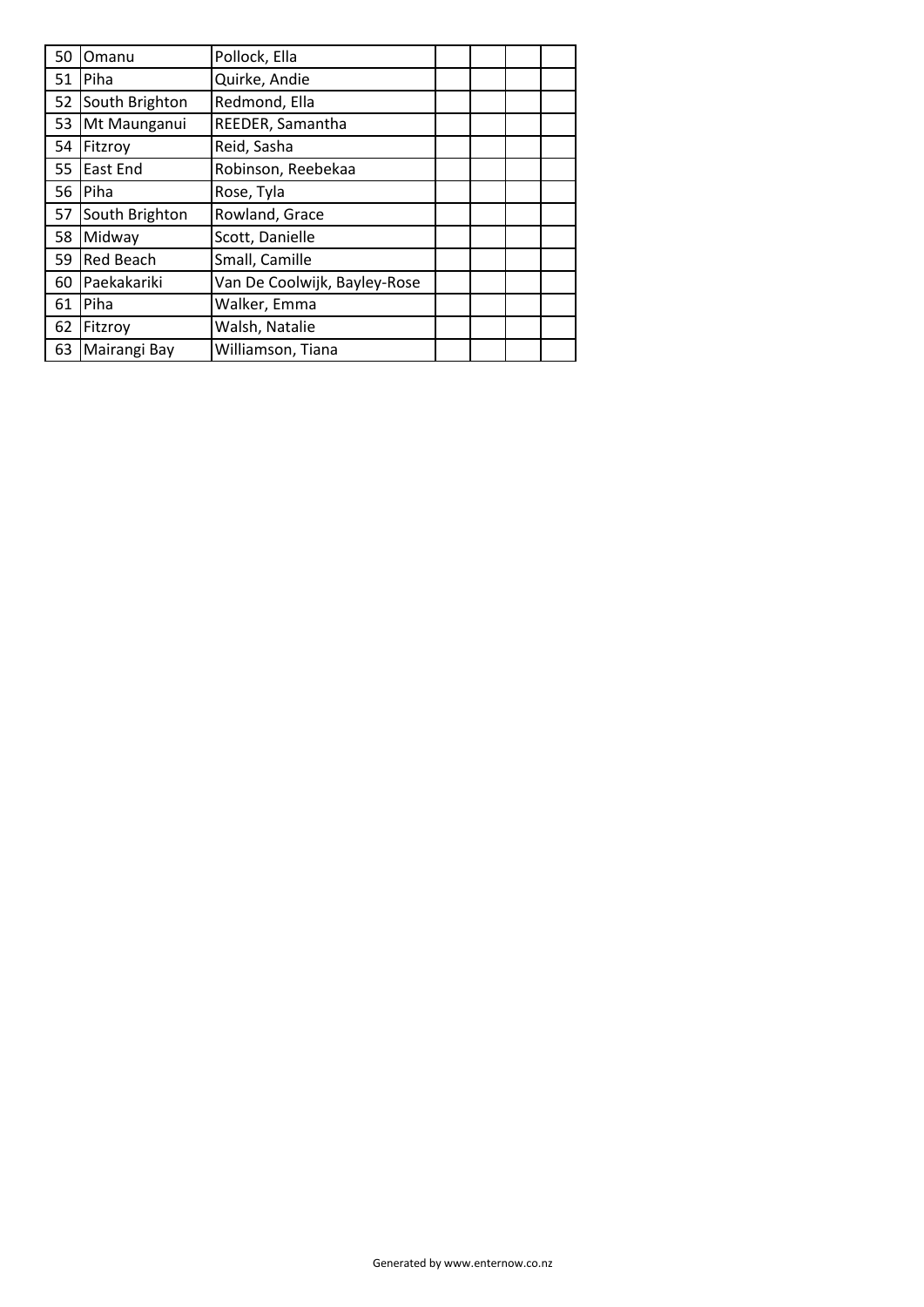| | | | | | | |
|---|---|---|---|---|---|---|
| 50 | Omanu | Pollock, Ella | | | | |
| 51 | Piha | Quirke, Andie | | | | |
| 52 | South Brighton | Redmond, Ella | | | | |
| 53 | Mt Maunganui | REEDER, Samantha | | | | |
| 54 | Fitzroy | Reid, Sasha | | | | |
| 55 | East End | Robinson, Reebekaa | | | | |
| 56 | Piha | Rose, Tyla | | | | |
| 57 | South Brighton | Rowland, Grace | | | | |
| 58 | Midway | Scott, Danielle | | | | |
| 59 | Red Beach | Small, Camille | | | | |
| 60 | Paekakariki | Van De Coolwijk, Bayley-Rose | | | | |
| 61 | Piha | Walker, Emma | | | | |
| 62 | Fitzroy | Walsh, Natalie | | | | |
| 63 | Mairangi Bay | Williamson, Tiana | | | | |

Generated by www.enternow.co.nz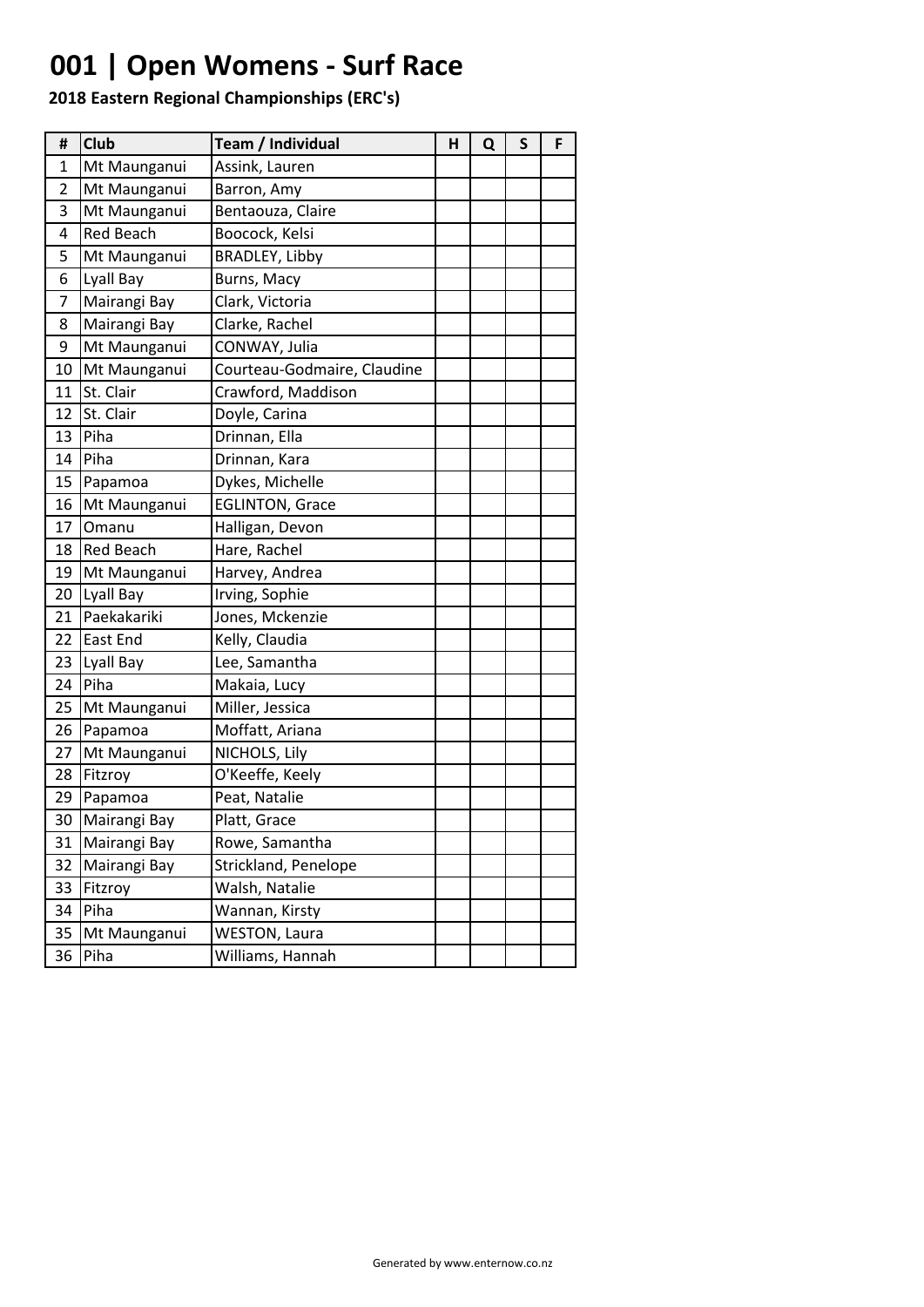# 001 | Open Womens - Surf Race

**2018 Eastern Regional Championships (ERC's)**

| # | Club | Team / Individual | H | Q | S | F |
|---|---|---|---|---|---|---|
| 1 | Mt Maunganui | Assink, Lauren | | | | |
| 2 | Mt Maunganui | Barron, Amy | | | | |
| 3 | Mt Maunganui | Bentaouza, Claire | | | | |
| 4 | Red Beach | Boocock, Kelsi | | | | |
| 5 | Mt Maunganui | BRADLEY, Libby | | | | |
| 6 | Lyall Bay | Burns, Macy | | | | |
| 7 | Mairangi Bay | Clark, Victoria | | | | |
| 8 | Mairangi Bay | Clarke, Rachel | | | | |
| 9 | Mt Maunganui | CONWAY, Julia | | | | |
| 10 | Mt Maunganui | Courteau-Godmaire, Claudine | | | | |
| 11 | St. Clair | Crawford, Maddison | | | | |
| 12 | St. Clair | Doyle, Carina | | | | |
| 13 | Piha | Drinnan, Ella | | | | |
| 14 | Piha | Drinnan, Kara | | | | |
| 15 | Papamoa | Dykes, Michelle | | | | |
| 16 | Mt Maunganui | EGLINTON, Grace | | | | |
| 17 | Omanu | Halligan, Devon | | | | |
| 18 | Red Beach | Hare, Rachel | | | | |
| 19 | Mt Maunganui | Harvey, Andrea | | | | |
| 20 | Lyall Bay | Irving, Sophie | | | | |
| 21 | Paekakariki | Jones, Mckenzie | | | | |
| 22 | East End | Kelly, Claudia | | | | |
| 23 | Lyall Bay | Lee, Samantha | | | | |
| 24 | Piha | Makaia, Lucy | | | | |
| 25 | Mt Maunganui | Miller, Jessica | | | | |
| 26 | Papamoa | Moffatt, Ariana | | | | |
| 27 | Mt Maunganui | NICHOLS, Lily | | | | |
| 28 | Fitzroy | O'Keeffe, Keely | | | | |
| 29 | Papamoa | Peat, Natalie | | | | |
| 30 | Mairangi Bay | Platt, Grace | | | | |
| 31 | Mairangi Bay | Rowe, Samantha | | | | |
| 32 | Mairangi Bay | Strickland, Penelope | | | | |
| 33 | Fitzroy | Walsh, Natalie | | | | |
| 34 | Piha | Wannan, Kirsty | | | | |
| 35 | Mt Maunganui | WESTON, Laura | | | | |
| 36 | Piha | Williams, Hannah | | | | |

Generated by www.enternow.co.nz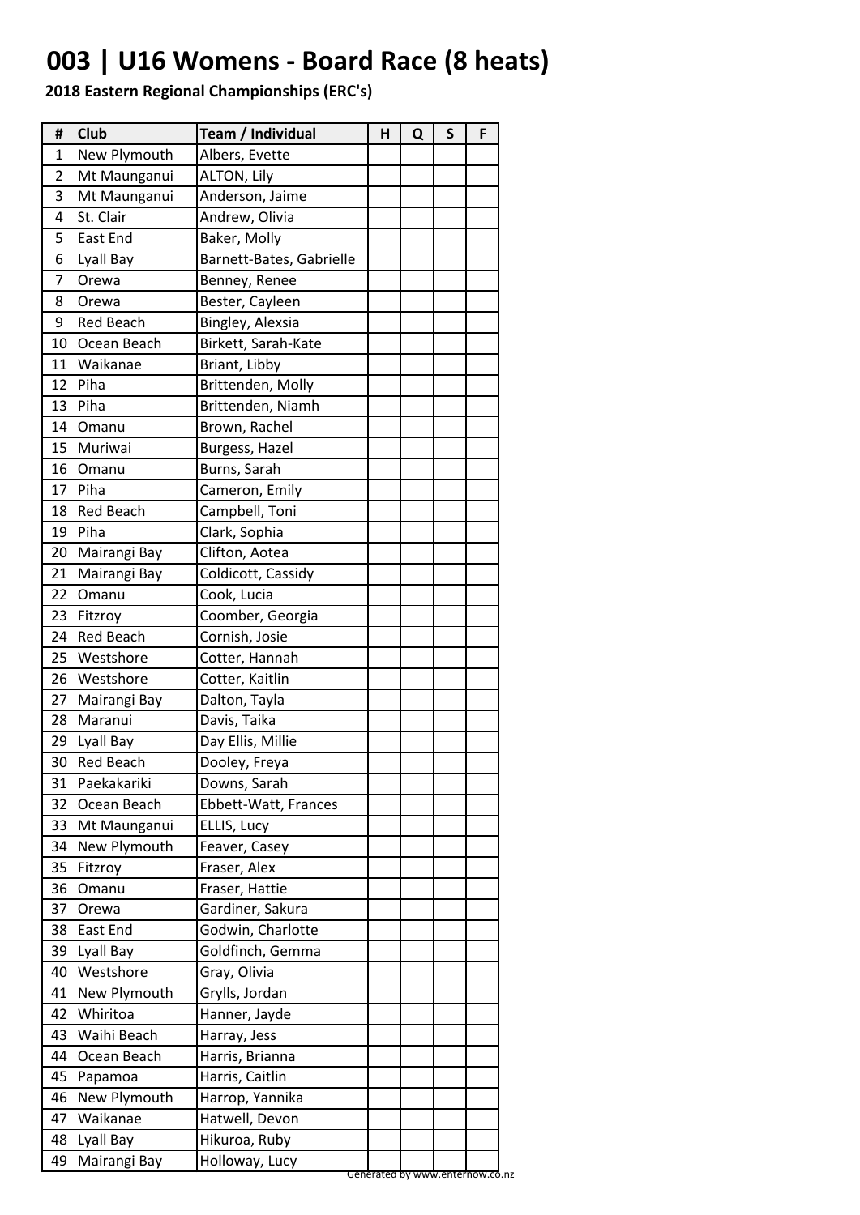# 003 | U16 Womens - Board Race (8 heats)

**2018 Eastern Regional Championships (ERC's)**

| # | Club | Team / Individual | H | Q | S | F |
|---|---|---|---|---|---|---|
| 1 | New Plymouth | Albers, Evette | | | | |
| 2 | Mt Maunganui | ALTON, Lily | | | | |
| 3 | Mt Maunganui | Anderson, Jaime | | | | |
| 4 | St. Clair | Andrew, Olivia | | | | |
| 5 | East End | Baker, Molly | | | | |
| 6 | Lyall Bay | Barnett-Bates, Gabrielle | | | | |
| 7 | Orewa | Benney, Renee | | | | |
| 8 | Orewa | Bester, Cayleen | | | | |
| 9 | Red Beach | Bingley, Alexsia | | | | |
| 10 | Ocean Beach | Birkett, Sarah-Kate | | | | |
| 11 | Waikanae | Briant, Libby | | | | |
| 12 | Piha | Brittenden, Molly | | | | |
| 13 | Piha | Brittenden, Niamh | | | | |
| 14 | Omanu | Brown, Rachel | | | | |
| 15 | Muriwai | Burgess, Hazel | | | | |
| 16 | Omanu | Burns, Sarah | | | | |
| 17 | Piha | Cameron, Emily | | | | |
| 18 | Red Beach | Campbell, Toni | | | | |
| 19 | Piha | Clark, Sophia | | | | |
| 20 | Mairangi Bay | Clifton, Aotea | | | | |
| 21 | Mairangi Bay | Coldicott, Cassidy | | | | |
| 22 | Omanu | Cook, Lucia | | | | |
| 23 | Fitzroy | Coomber, Georgia | | | | |
| 24 | Red Beach | Cornish, Josie | | | | |
| 25 | Westshore | Cotter, Hannah | | | | |
| 26 | Westshore | Cotter, Kaitlin | | | | |
| 27 | Mairangi Bay | Dalton, Tayla | | | | |
| 28 | Maranui | Davis, Taika | | | | |
| 29 | Lyall Bay | Day Ellis, Millie | | | | |
| 30 | Red Beach | Dooley, Freya | | | | |
| 31 | Paekakariki | Downs, Sarah | | | | |
| 32 | Ocean Beach | Ebbett-Watt, Frances | | | | |
| 33 | Mt Maunganui | ELLIS, Lucy | | | | |
| 34 | New Plymouth | Feaver, Casey | | | | |
| 35 | Fitzroy | Fraser, Alex | | | | |
| 36 | Omanu | Fraser, Hattie | | | | |
| 37 | Orewa | Gardiner, Sakura | | | | |
| 38 | East End | Godwin, Charlotte | | | | |
| 39 | Lyall Bay | Goldfinch, Gemma | | | | |
| 40 | Westshore | Gray, Olivia | | | | |
| 41 | New Plymouth | Grylls, Jordan | | | | |
| 42 | Whiritoa | Hanner, Jayde | | | | |
| 43 | Waihi Beach | Harray, Jess | | | | |
| 44 | Ocean Beach | Harris, Brianna | | | | |
| 45 | Papamoa | Harris, Caitlin | | | | |
| 46 | New Plymouth | Harrop, Yannika | | | | |
| 47 | Waikanae | Hatwell, Devon | | | | |
| 48 | Lyall Bay | Hikuroa, Ruby | | | | |
| 49 | Mairangi Bay | Holloway, Lucy | | | | |

Generated by www.enternow.co.nz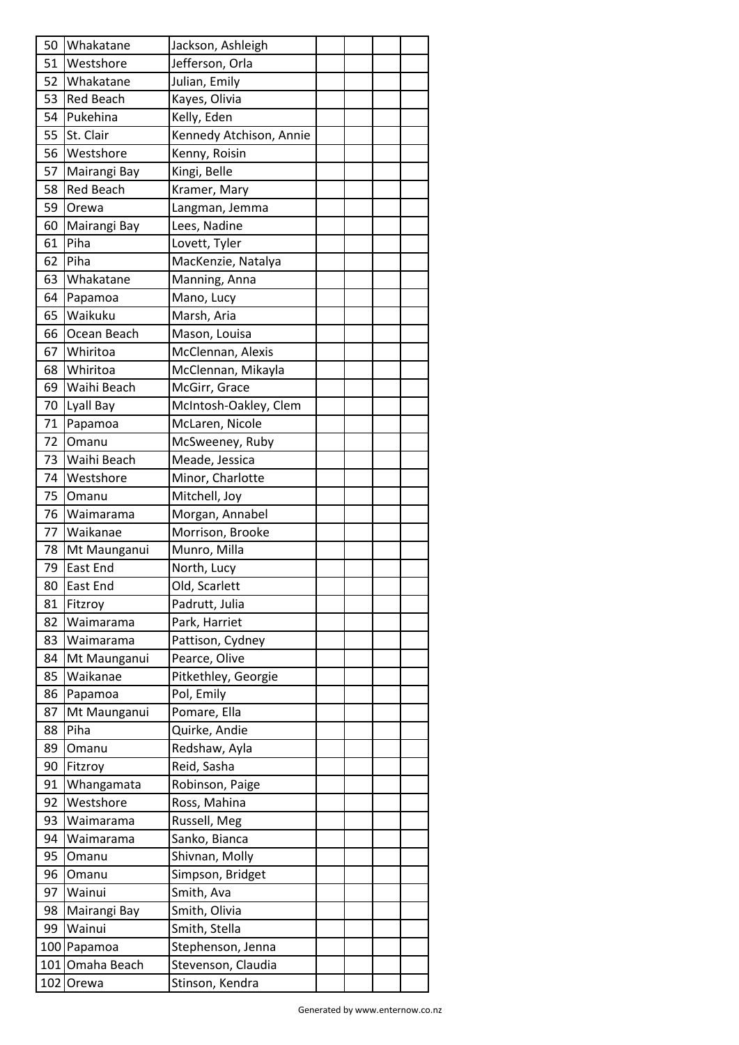| | | | | | | |
|---|---|---|---|---|---|---|
| 50 | Whakatane | Jackson, Ashleigh | | | | |
| 51 | Westshore | Jefferson, Orla | | | | |
| 52 | Whakatane | Julian, Emily | | | | |
| 53 | Red Beach | Kayes, Olivia | | | | |
| 54 | Pukehina | Kelly, Eden | | | | |
| 55 | St. Clair | Kennedy Atchison, Annie | | | | |
| 56 | Westshore | Kenny, Roisin | | | | |
| 57 | Mairangi Bay | Kingi, Belle | | | | |
| 58 | Red Beach | Kramer, Mary | | | | |
| 59 | Orewa | Langman, Jemma | | | | |
| 60 | Mairangi Bay | Lees, Nadine | | | | |
| 61 | Piha | Lovett, Tyler | | | | |
| 62 | Piha | MacKenzie, Natalya | | | | |
| 63 | Whakatane | Manning, Anna | | | | |
| 64 | Papamoa | Mano, Lucy | | | | |
| 65 | Waikuku | Marsh, Aria | | | | |
| 66 | Ocean Beach | Mason, Louisa | | | | |
| 67 | Whiritoa | McClennan, Alexis | | | | |
| 68 | Whiritoa | McClennan, Mikayla | | | | |
| 69 | Waihi Beach | McGirr, Grace | | | | |
| 70 | Lyall Bay | McIntosh-Oakley, Clem | | | | |
| 71 | Papamoa | McLaren, Nicole | | | | |
| 72 | Omanu | McSweeney, Ruby | | | | |
| 73 | Waihi Beach | Meade, Jessica | | | | |
| 74 | Westshore | Minor, Charlotte | | | | |
| 75 | Omanu | Mitchell, Joy | | | | |
| 76 | Waimarama | Morgan, Annabel | | | | |
| 77 | Waikanae | Morrison, Brooke | | | | |
| 78 | Mt Maunganui | Munro, Milla | | | | |
| 79 | East End | North, Lucy | | | | |
| 80 | East End | Old, Scarlett | | | | |
| 81 | Fitzroy | Padrutt, Julia | | | | |
| 82 | Waimarama | Park, Harriet | | | | |
| 83 | Waimarama | Pattison, Cydney | | | | |
| 84 | Mt Maunganui | Pearce, Olive | | | | |
| 85 | Waikanae | Pitkethley, Georgie | | | | |
| 86 | Papamoa | Pol, Emily | | | | |
| 87 | Mt Maunganui | Pomare, Ella | | | | |
| 88 | Piha | Quirke, Andie | | | | |
| 89 | Omanu | Redshaw, Ayla | | | | |
| 90 | Fitzroy | Reid, Sasha | | | | |
| 91 | Whangamata | Robinson, Paige | | | | |
| 92 | Westshore | Ross, Mahina | | | | |
| 93 | Waimarama | Russell, Meg | | | | |
| 94 | Waimarama | Sanko, Bianca | | | | |
| 95 | Omanu | Shivnan, Molly | | | | |
| 96 | Omanu | Simpson, Bridget | | | | |
| 97 | Wainui | Smith, Ava | | | | |
| 98 | Mairangi Bay | Smith, Olivia | | | | |
| 99 | Wainui | Smith, Stella | | | | |
| 100 | Papamoa | Stephenson, Jenna | | | | |
| 101 | Omaha Beach | Stevenson, Claudia | | | | |
| 102 | Orewa | Stinson, Kendra | | | | |

Generated by www.enternow.co.nz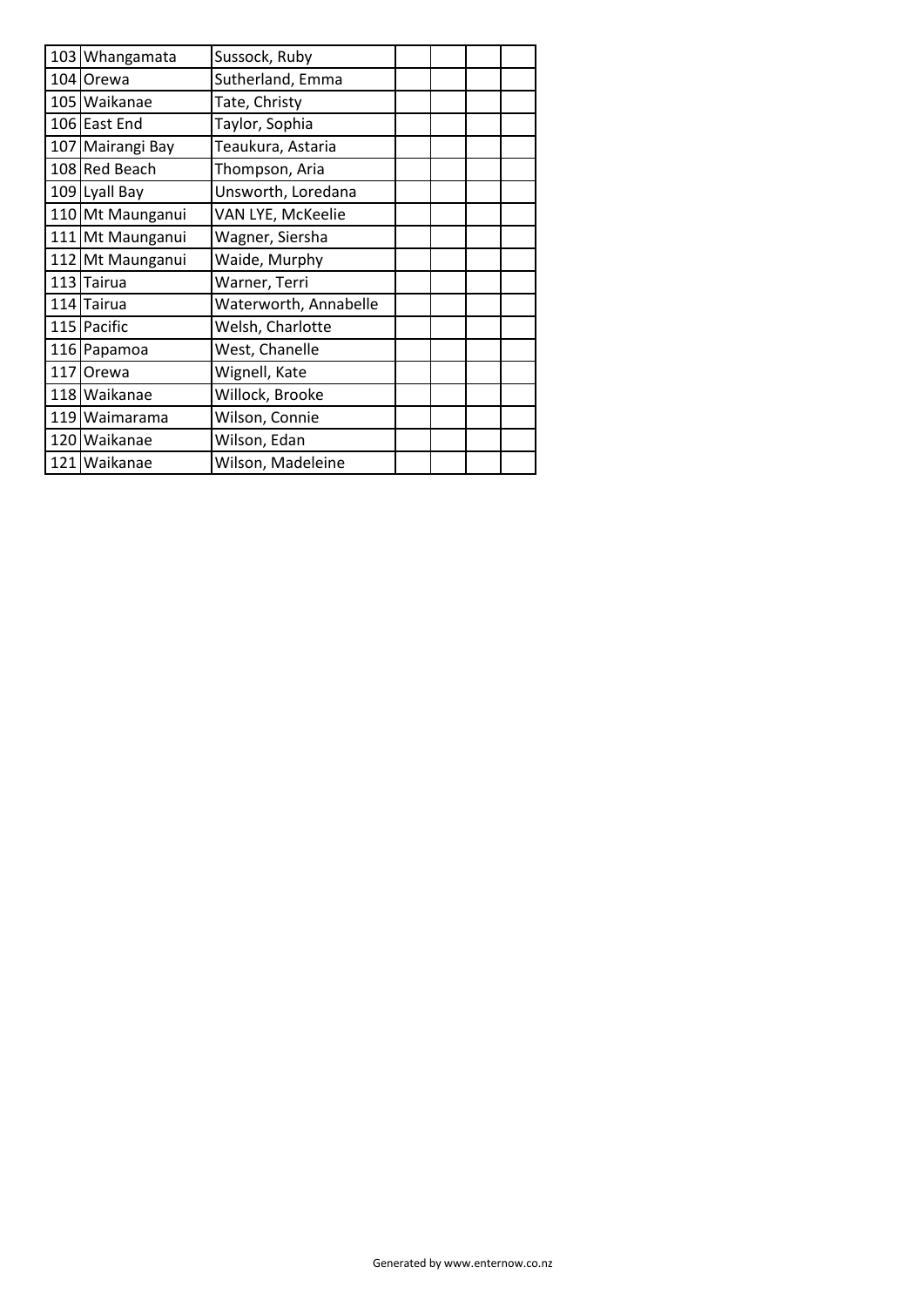| | | | | | | |
|---|---|---|---|---|---|---|
| 103 | Whangamata | Sussock, Ruby | | | | |
| 104 | Orewa | Sutherland, Emma | | | | |
| 105 | Waikanae | Tate, Christy | | | | |
| 106 | East End | Taylor, Sophia | | | | |
| 107 | Mairangi Bay | Teaukura, Astaria | | | | |
| 108 | Red Beach | Thompson, Aria | | | | |
| 109 | Lyall Bay | Unsworth, Loredana | | | | |
| 110 | Mt Maunganui | VAN LYE, McKeelie | | | | |
| 111 | Mt Maunganui | Wagner, Siersha | | | | |
| 112 | Mt Maunganui | Waide, Murphy | | | | |
| 113 | Tairua | Warner, Terri | | | | |
| 114 | Tairua | Waterworth, Annabelle | | | | |
| 115 | Pacific | Welsh, Charlotte | | | | |
| 116 | Papamoa | West, Chanelle | | | | |
| 117 | Orewa | Wignell, Kate | | | | |
| 118 | Waikanae | Willock, Brooke | | | | |
| 119 | Waimarama | Wilson, Connie | | | | |
| 120 | Waikanae | Wilson, Edan | | | | |
| 121 | Waikanae | Wilson, Madeleine | | | | |

Generated by www.enternow.co.nz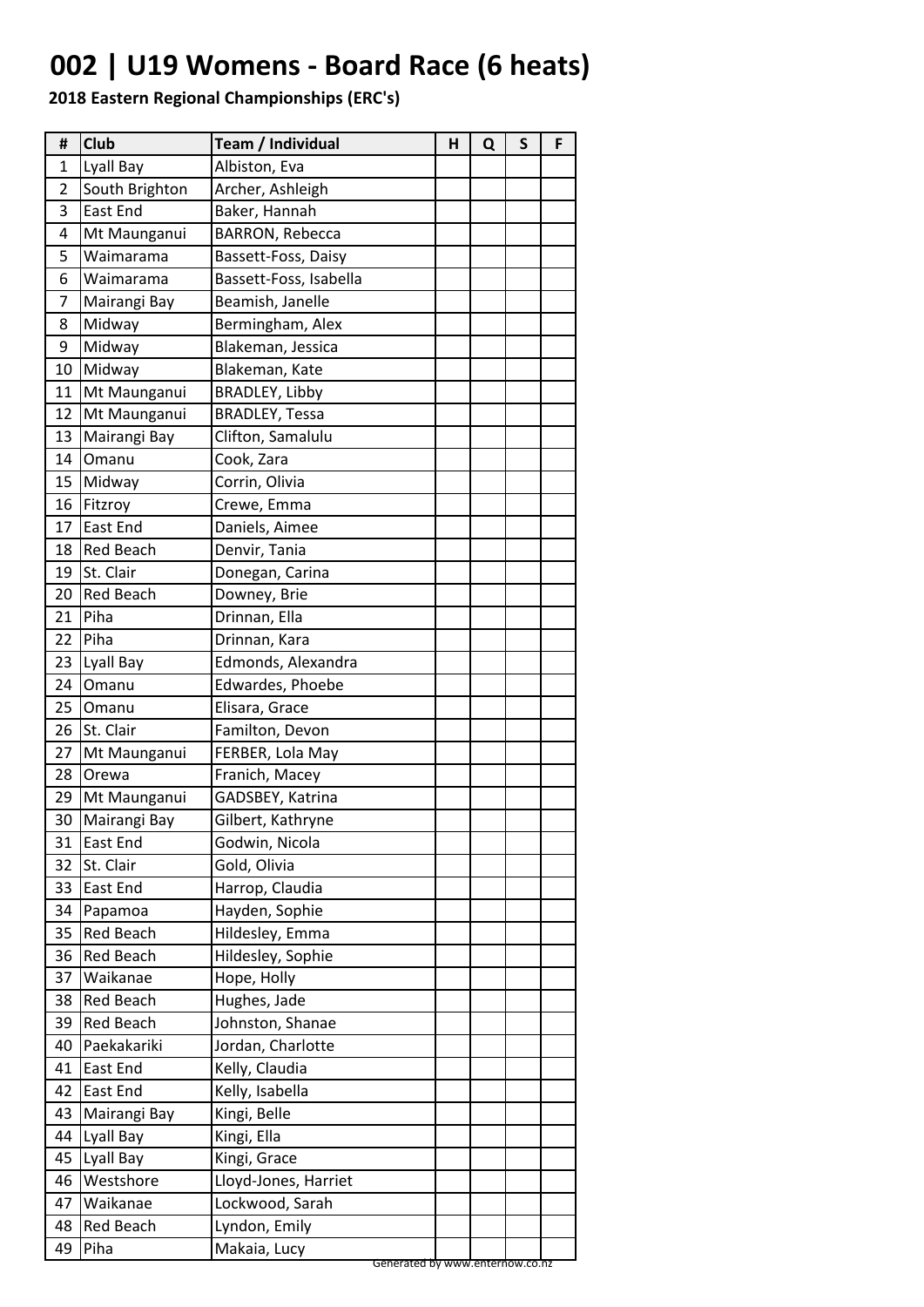# 002 | U19 Womens - Board Race (6 heats)

**2018 Eastern Regional Championships (ERC's)**

| # | Club | Team / Individual | H | Q | S | F |
|---|---|---|---|---|---|---|
| 1 | Lyall Bay | Albiston, Eva | | | | |
| 2 | South Brighton | Archer, Ashleigh | | | | |
| 3 | East End | Baker, Hannah | | | | |
| 4 | Mt Maunganui | BARRON, Rebecca | | | | |
| 5 | Waimarama | Bassett-Foss, Daisy | | | | |
| 6 | Waimarama | Bassett-Foss, Isabella | | | | |
| 7 | Mairangi Bay | Beamish, Janelle | | | | |
| 8 | Midway | Bermingham, Alex | | | | |
| 9 | Midway | Blakeman, Jessica | | | | |
| 10 | Midway | Blakeman, Kate | | | | |
| 11 | Mt Maunganui | BRADLEY, Libby | | | | |
| 12 | Mt Maunganui | BRADLEY, Tessa | | | | |
| 13 | Mairangi Bay | Clifton, Samalulu | | | | |
| 14 | Omanu | Cook, Zara | | | | |
| 15 | Midway | Corrin, Olivia | | | | |
| 16 | Fitzroy | Crewe, Emma | | | | |
| 17 | East End | Daniels, Aimee | | | | |
| 18 | Red Beach | Denvir, Tania | | | | |
| 19 | St. Clair | Donegan, Carina | | | | |
| 20 | Red Beach | Downey, Brie | | | | |
| 21 | Piha | Drinnan, Ella | | | | |
| 22 | Piha | Drinnan, Kara | | | | |
| 23 | Lyall Bay | Edmonds, Alexandra | | | | |
| 24 | Omanu | Edwardes, Phoebe | | | | |
| 25 | Omanu | Elisara, Grace | | | | |
| 26 | St. Clair | Familton, Devon | | | | |
| 27 | Mt Maunganui | FERBER, Lola May | | | | |
| 28 | Orewa | Franich, Macey | | | | |
| 29 | Mt Maunganui | GADSBEY, Katrina | | | | |
| 30 | Mairangi Bay | Gilbert, Kathryne | | | | |
| 31 | East End | Godwin, Nicola | | | | |
| 32 | St. Clair | Gold, Olivia | | | | |
| 33 | East End | Harrop, Claudia | | | | |
| 34 | Papamoa | Hayden, Sophie | | | | |
| 35 | Red Beach | Hildesley, Emma | | | | |
| 36 | Red Beach | Hildesley, Sophie | | | | |
| 37 | Waikanae | Hope, Holly | | | | |
| 38 | Red Beach | Hughes, Jade | | | | |
| 39 | Red Beach | Johnston, Shanae | | | | |
| 40 | Paekakariki | Jordan, Charlotte | | | | |
| 41 | East End | Kelly, Claudia | | | | |
| 42 | East End | Kelly, Isabella | | | | |
| 43 | Mairangi Bay | Kingi, Belle | | | | |
| 44 | Lyall Bay | Kingi, Ella | | | | |
| 45 | Lyall Bay | Kingi, Grace | | | | |
| 46 | Westshore | Lloyd-Jones, Harriet | | | | |
| 47 | Waikanae | Lockwood, Sarah | | | | |
| 48 | Red Beach | Lyndon, Emily | | | | |
| 49 | Piha | Makaia, Lucy | | | | |

Generated by www.enternow.co.nz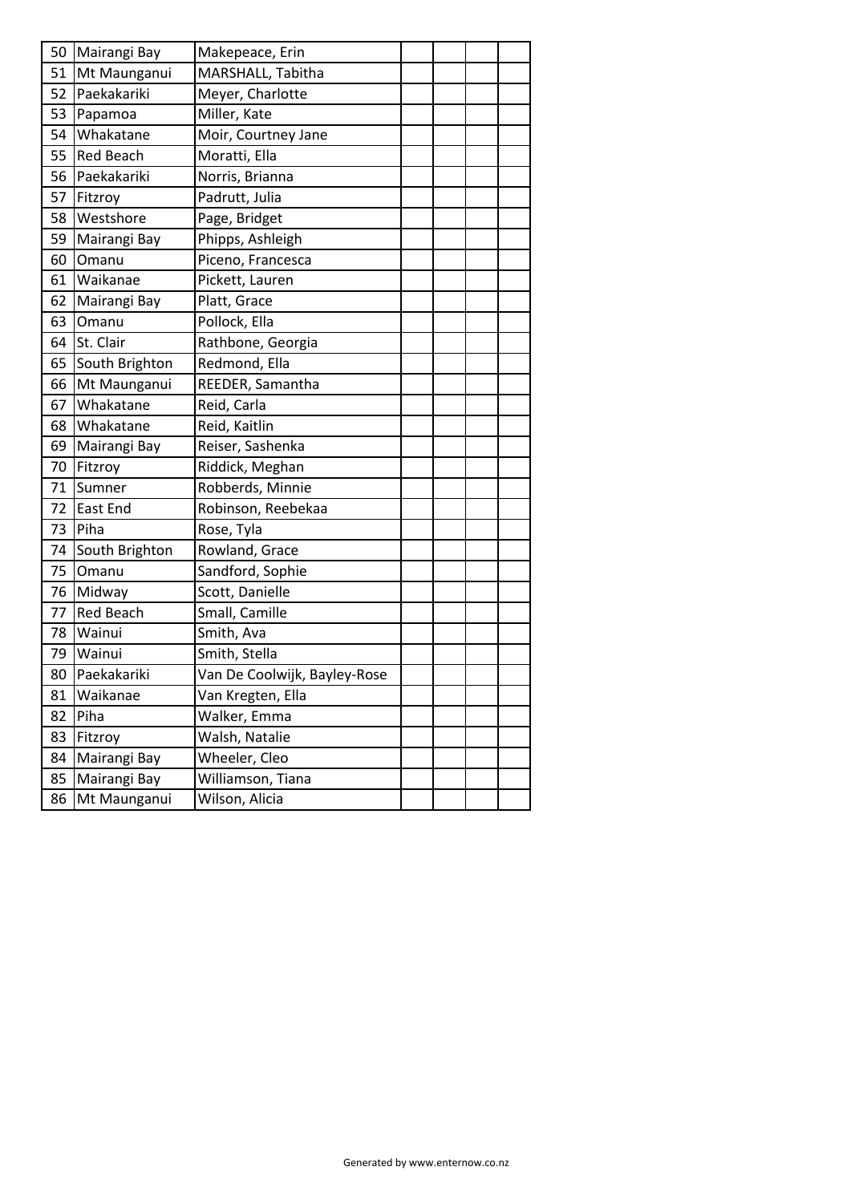| | | | | | | |
|---|---|---|---|---|---|---|
| 50 | Mairangi Bay | Makepeace, Erin | | | | |
| 51 | Mt Maunganui | MARSHALL, Tabitha | | | | |
| 52 | Paekakariki | Meyer, Charlotte | | | | |
| 53 | Papamoa | Miller, Kate | | | | |
| 54 | Whakatane | Moir, Courtney Jane | | | | |
| 55 | Red Beach | Moratti, Ella | | | | |
| 56 | Paekakariki | Norris, Brianna | | | | |
| 57 | Fitzroy | Padrutt, Julia | | | | |
| 58 | Westshore | Page, Bridget | | | | |
| 59 | Mairangi Bay | Phipps, Ashleigh | | | | |
| 60 | Omanu | Piceno, Francesca | | | | |
| 61 | Waikanae | Pickett, Lauren | | | | |
| 62 | Mairangi Bay | Platt, Grace | | | | |
| 63 | Omanu | Pollock, Ella | | | | |
| 64 | St. Clair | Rathbone, Georgia | | | | |
| 65 | South Brighton | Redmond, Ella | | | | |
| 66 | Mt Maunganui | REEDER, Samantha | | | | |
| 67 | Whakatane | Reid, Carla | | | | |
| 68 | Whakatane | Reid, Kaitlin | | | | |
| 69 | Mairangi Bay | Reiser, Sashenka | | | | |
| 70 | Fitzroy | Riddick, Meghan | | | | |
| 71 | Sumner | Robberds, Minnie | | | | |
| 72 | East End | Robinson, Reebekaa | | | | |
| 73 | Piha | Rose, Tyla | | | | |
| 74 | South Brighton | Rowland, Grace | | | | |
| 75 | Omanu | Sandford, Sophie | | | | |
| 76 | Midway | Scott, Danielle | | | | |
| 77 | Red Beach | Small, Camille | | | | |
| 78 | Wainui | Smith, Ava | | | | |
| 79 | Wainui | Smith, Stella | | | | |
| 80 | Paekakariki | Van De Coolwijk, Bayley-Rose | | | | |
| 81 | Waikanae | Van Kregten, Ella | | | | |
| 82 | Piha | Walker, Emma | | | | |
| 83 | Fitzroy | Walsh, Natalie | | | | |
| 84 | Mairangi Bay | Wheeler, Cleo | | | | |
| 85 | Mairangi Bay | Williamson, Tiana | | | | |
| 86 | Mt Maunganui | Wilson, Alicia | | | | |

Generated by www.enternow.co.nz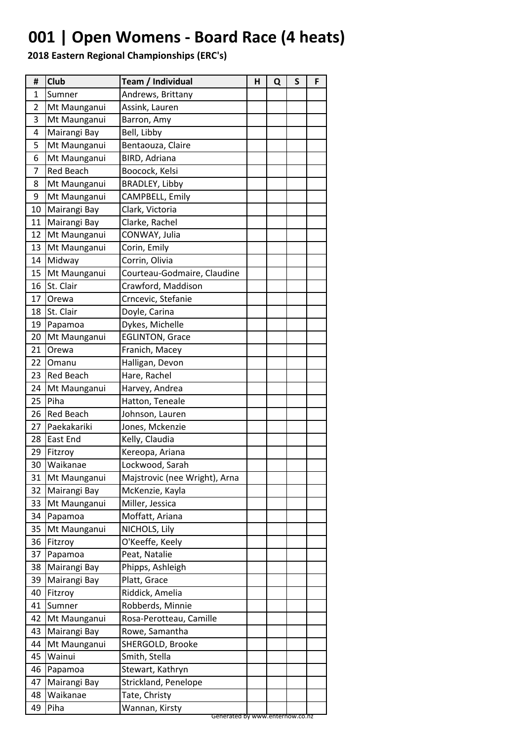# 001 | Open Womens - Board Race (4 heats)

**2018 Eastern Regional Championships (ERC's)**

| # | Club | Team / Individual | H | Q | S | F |
|---|---|---|---|---|---|---|
| 1 | Sumner | Andrews, Brittany | | | | |
| 2 | Mt Maunganui | Assink, Lauren | | | | |
| 3 | Mt Maunganui | Barron, Amy | | | | |
| 4 | Mairangi Bay | Bell, Libby | | | | |
| 5 | Mt Maunganui | Bentaouza, Claire | | | | |
| 6 | Mt Maunganui | BIRD, Adriana | | | | |
| 7 | Red Beach | Boocock, Kelsi | | | | |
| 8 | Mt Maunganui | BRADLEY, Libby | | | | |
| 9 | Mt Maunganui | CAMPBELL, Emily | | | | |
| 10 | Mairangi Bay | Clark, Victoria | | | | |
| 11 | Mairangi Bay | Clarke, Rachel | | | | |
| 12 | Mt Maunganui | CONWAY, Julia | | | | |
| 13 | Mt Maunganui | Corin, Emily | | | | |
| 14 | Midway | Corrin, Olivia | | | | |
| 15 | Mt Maunganui | Courteau-Godmaire, Claudine | | | | |
| 16 | St. Clair | Crawford, Maddison | | | | |
| 17 | Orewa | Crncevic, Stefanie | | | | |
| 18 | St. Clair | Doyle, Carina | | | | |
| 19 | Papamoa | Dykes, Michelle | | | | |
| 20 | Mt Maunganui | EGLINTON, Grace | | | | |
| 21 | Orewa | Franich, Macey | | | | |
| 22 | Omanu | Halligan, Devon | | | | |
| 23 | Red Beach | Hare, Rachel | | | | |
| 24 | Mt Maunganui | Harvey, Andrea | | | | |
| 25 | Piha | Hatton, Teneale | | | | |
| 26 | Red Beach | Johnson, Lauren | | | | |
| 27 | Paekakariki | Jones, Mckenzie | | | | |
| 28 | East End | Kelly, Claudia | | | | |
| 29 | Fitzroy | Kereopa, Ariana | | | | |
| 30 | Waikanae | Lockwood, Sarah | | | | |
| 31 | Mt Maunganui | Majstrovic (nee Wright), Arna | | | | |
| 32 | Mairangi Bay | McKenzie, Kayla | | | | |
| 33 | Mt Maunganui | Miller, Jessica | | | | |
| 34 | Papamoa | Moffatt, Ariana | | | | |
| 35 | Mt Maunganui | NICHOLS, Lily | | | | |
| 36 | Fitzroy | O'Keeffe, Keely | | | | |
| 37 | Papamoa | Peat, Natalie | | | | |
| 38 | Mairangi Bay | Phipps, Ashleigh | | | | |
| 39 | Mairangi Bay | Platt, Grace | | | | |
| 40 | Fitzroy | Riddick, Amelia | | | | |
| 41 | Sumner | Robberds, Minnie | | | | |
| 42 | Mt Maunganui | Rosa-Perotteau, Camille | | | | |
| 43 | Mairangi Bay | Rowe, Samantha | | | | |
| 44 | Mt Maunganui | SHERGOLD, Brooke | | | | |
| 45 | Wainui | Smith, Stella | | | | |
| 46 | Papamoa | Stewart, Kathryn | | | | |
| 47 | Mairangi Bay | Strickland, Penelope | | | | |
| 48 | Waikanae | Tate, Christy | | | | |
| 49 | Piha | Wannan, Kirsty | | | | |

Generated by www.enternow.co.nz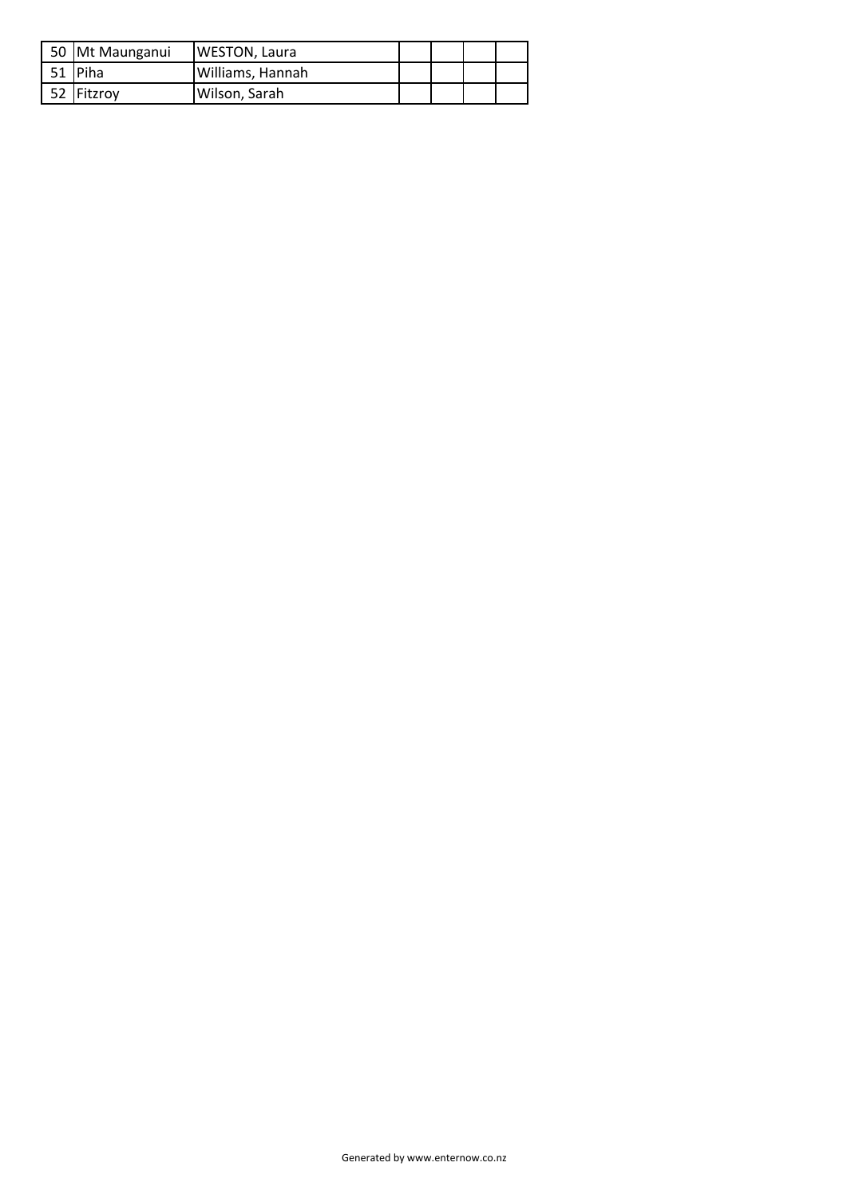| | | | | | | |
|---|---|---|---|---|---|---|
| 50 | Mt Maunganui | WESTON, Laura | | | | |
| 51 | Piha | Williams, Hannah | | | | |
| 52 | Fitzroy | Wilson, Sarah | | | | |

Generated by www.enternow.co.nz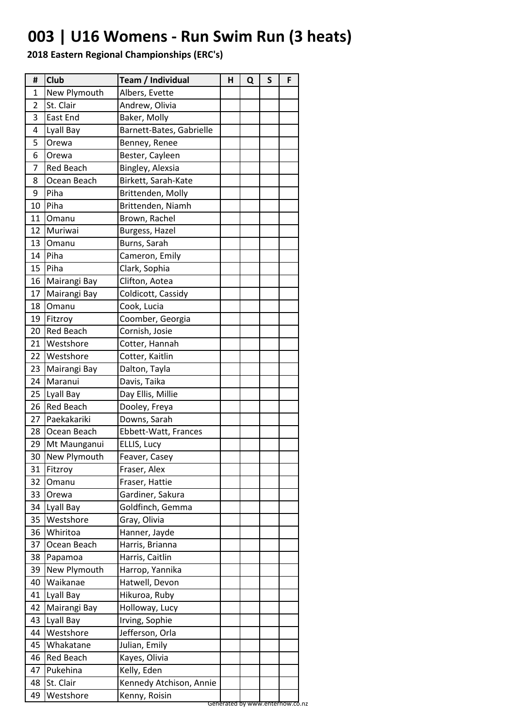# 003 | U16 Womens - Run Swim Run (3 heats)

**2018 Eastern Regional Championships (ERC's)**

| # | Club | Team / Individual | H | Q | S | F |
|---|---|---|---|---|---|---|
| 1 | New Plymouth | Albers, Evette | | | | |
| 2 | St. Clair | Andrew, Olivia | | | | |
| 3 | East End | Baker, Molly | | | | |
| 4 | Lyall Bay | Barnett-Bates, Gabrielle | | | | |
| 5 | Orewa | Benney, Renee | | | | |
| 6 | Orewa | Bester, Cayleen | | | | |
| 7 | Red Beach | Bingley, Alexsia | | | | |
| 8 | Ocean Beach | Birkett, Sarah-Kate | | | | |
| 9 | Piha | Brittenden, Molly | | | | |
| 10 | Piha | Brittenden, Niamh | | | | |
| 11 | Omanu | Brown, Rachel | | | | |
| 12 | Muriwai | Burgess, Hazel | | | | |
| 13 | Omanu | Burns, Sarah | | | | |
| 14 | Piha | Cameron, Emily | | | | |
| 15 | Piha | Clark, Sophia | | | | |
| 16 | Mairangi Bay | Clifton, Aotea | | | | |
| 17 | Mairangi Bay | Coldicott, Cassidy | | | | |
| 18 | Omanu | Cook, Lucia | | | | |
| 19 | Fitzroy | Coomber, Georgia | | | | |
| 20 | Red Beach | Cornish, Josie | | | | |
| 21 | Westshore | Cotter, Hannah | | | | |
| 22 | Westshore | Cotter, Kaitlin | | | | |
| 23 | Mairangi Bay | Dalton, Tayla | | | | |
| 24 | Maranui | Davis, Taika | | | | |
| 25 | Lyall Bay | Day Ellis, Millie | | | | |
| 26 | Red Beach | Dooley, Freya | | | | |
| 27 | Paekakariki | Downs, Sarah | | | | |
| 28 | Ocean Beach | Ebbett-Watt, Frances | | | | |
| 29 | Mt Maunganui | ELLIS, Lucy | | | | |
| 30 | New Plymouth | Feaver, Casey | | | | |
| 31 | Fitzroy | Fraser, Alex | | | | |
| 32 | Omanu | Fraser, Hattie | | | | |
| 33 | Orewa | Gardiner, Sakura | | | | |
| 34 | Lyall Bay | Goldfinch, Gemma | | | | |
| 35 | Westshore | Gray, Olivia | | | | |
| 36 | Whiritoa | Hanner, Jayde | | | | |
| 37 | Ocean Beach | Harris, Brianna | | | | |
| 38 | Papamoa | Harris, Caitlin | | | | |
| 39 | New Plymouth | Harrop, Yannika | | | | |
| 40 | Waikanae | Hatwell, Devon | | | | |
| 41 | Lyall Bay | Hikuroa, Ruby | | | | |
| 42 | Mairangi Bay | Holloway, Lucy | | | | |
| 43 | Lyall Bay | Irving, Sophie | | | | |
| 44 | Westshore | Jefferson, Orla | | | | |
| 45 | Whakatane | Julian, Emily | | | | |
| 46 | Red Beach | Kayes, Olivia | | | | |
| 47 | Pukehina | Kelly, Eden | | | | |
| 48 | St. Clair | Kennedy Atchison, Annie | | | | |
| 49 | Westshore | Kenny, Roisin | | | | |

Generated by www.enternow.co.nz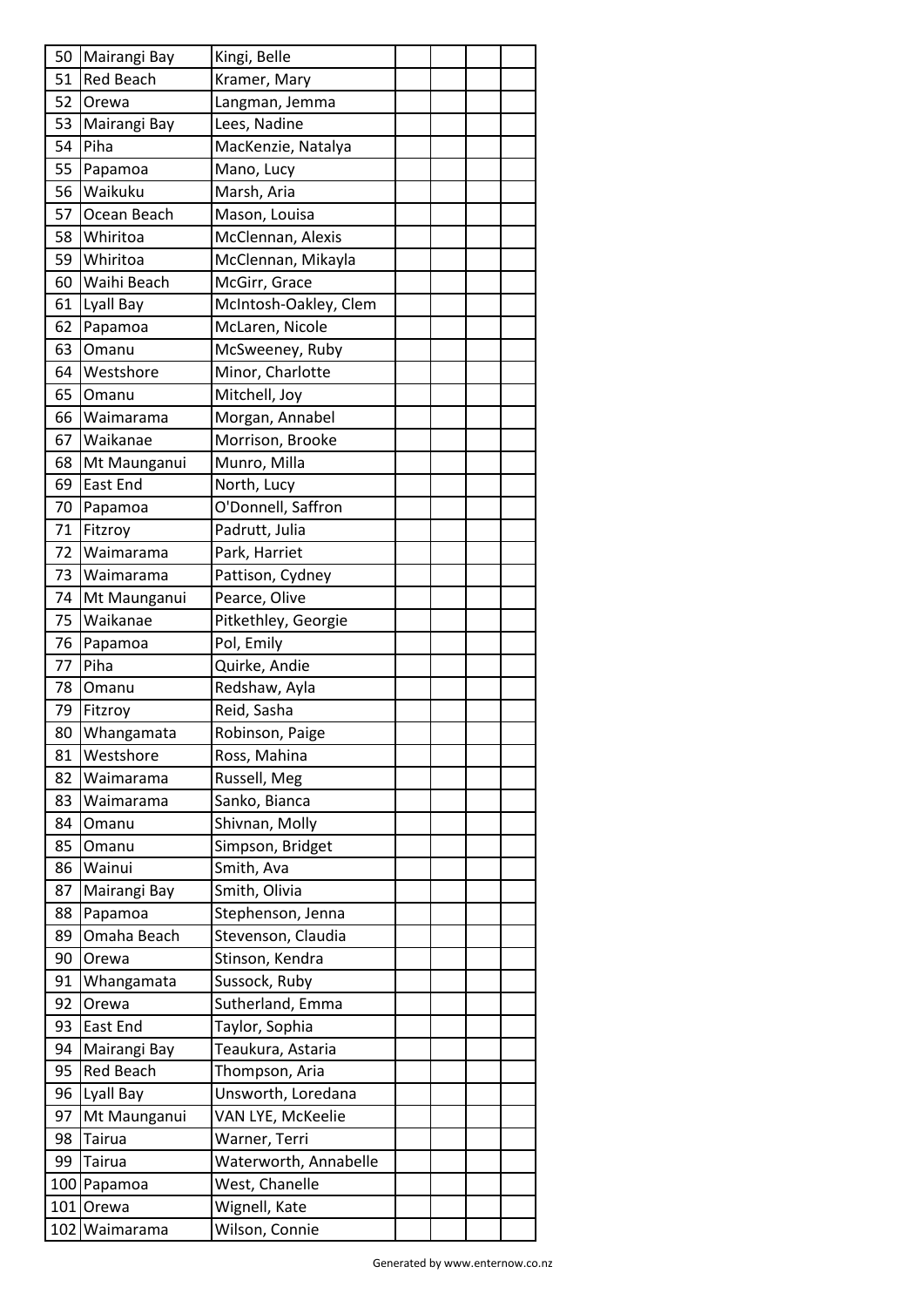| | | | | | | |
|---|---|---|---|---|---|---|
| 50 | Mairangi Bay | Kingi, Belle | | | | |
| 51 | Red Beach | Kramer, Mary | | | | |
| 52 | Orewa | Langman, Jemma | | | | |
| 53 | Mairangi Bay | Lees, Nadine | | | | |
| 54 | Piha | MacKenzie, Natalya | | | | |
| 55 | Papamoa | Mano, Lucy | | | | |
| 56 | Waikuku | Marsh, Aria | | | | |
| 57 | Ocean Beach | Mason, Louisa | | | | |
| 58 | Whiritoa | McClennan, Alexis | | | | |
| 59 | Whiritoa | McClennan, Mikayla | | | | |
| 60 | Waihi Beach | McGirr, Grace | | | | |
| 61 | Lyall Bay | McIntosh-Oakley, Clem | | | | |
| 62 | Papamoa | McLaren, Nicole | | | | |
| 63 | Omanu | McSweeney, Ruby | | | | |
| 64 | Westshore | Minor, Charlotte | | | | |
| 65 | Omanu | Mitchell, Joy | | | | |
| 66 | Waimarama | Morgan, Annabel | | | | |
| 67 | Waikanae | Morrison, Brooke | | | | |
| 68 | Mt Maunganui | Munro, Milla | | | | |
| 69 | East End | North, Lucy | | | | |
| 70 | Papamoa | O'Donnell, Saffron | | | | |
| 71 | Fitzroy | Padrutt, Julia | | | | |
| 72 | Waimarama | Park, Harriet | | | | |
| 73 | Waimarama | Pattison, Cydney | | | | |
| 74 | Mt Maunganui | Pearce, Olive | | | | |
| 75 | Waikanae | Pitkethley, Georgie | | | | |
| 76 | Papamoa | Pol, Emily | | | | |
| 77 | Piha | Quirke, Andie | | | | |
| 78 | Omanu | Redshaw, Ayla | | | | |
| 79 | Fitzroy | Reid, Sasha | | | | |
| 80 | Whangamata | Robinson, Paige | | | | |
| 81 | Westshore | Ross, Mahina | | | | |
| 82 | Waimarama | Russell, Meg | | | | |
| 83 | Waimarama | Sanko, Bianca | | | | |
| 84 | Omanu | Shivnan, Molly | | | | |
| 85 | Omanu | Simpson, Bridget | | | | |
| 86 | Wainui | Smith, Ava | | | | |
| 87 | Mairangi Bay | Smith, Olivia | | | | |
| 88 | Papamoa | Stephenson, Jenna | | | | |
| 89 | Omaha Beach | Stevenson, Claudia | | | | |
| 90 | Orewa | Stinson, Kendra | | | | |
| 91 | Whangamata | Sussock, Ruby | | | | |
| 92 | Orewa | Sutherland, Emma | | | | |
| 93 | East End | Taylor, Sophia | | | | |
| 94 | Mairangi Bay | Teaukura, Astaria | | | | |
| 95 | Red Beach | Thompson, Aria | | | | |
| 96 | Lyall Bay | Unsworth, Loredana | | | | |
| 97 | Mt Maunganui | VAN LYE, McKeelie | | | | |
| 98 | Tairua | Warner, Terri | | | | |
| 99 | Tairua | Waterworth, Annabelle | | | | |
| 100 | Papamoa | West, Chanelle | | | | |
| 101 | Orewa | Wignell, Kate | | | | |
| 102 | Waimarama | Wilson, Connie | | | | |

Generated by www.enternow.co.nz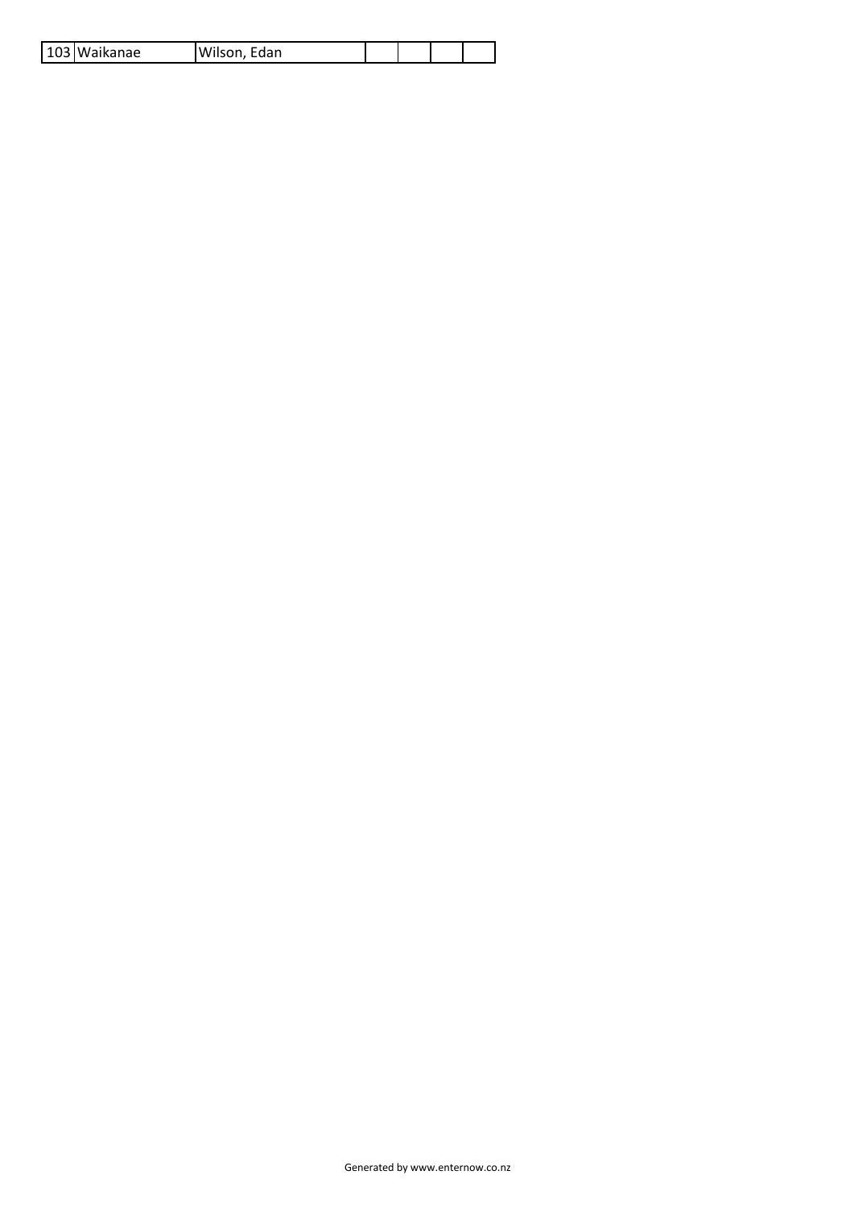| 103 | Waikanae | Wilson, Edan | | | | |
|---|---|---|---|---|---|---|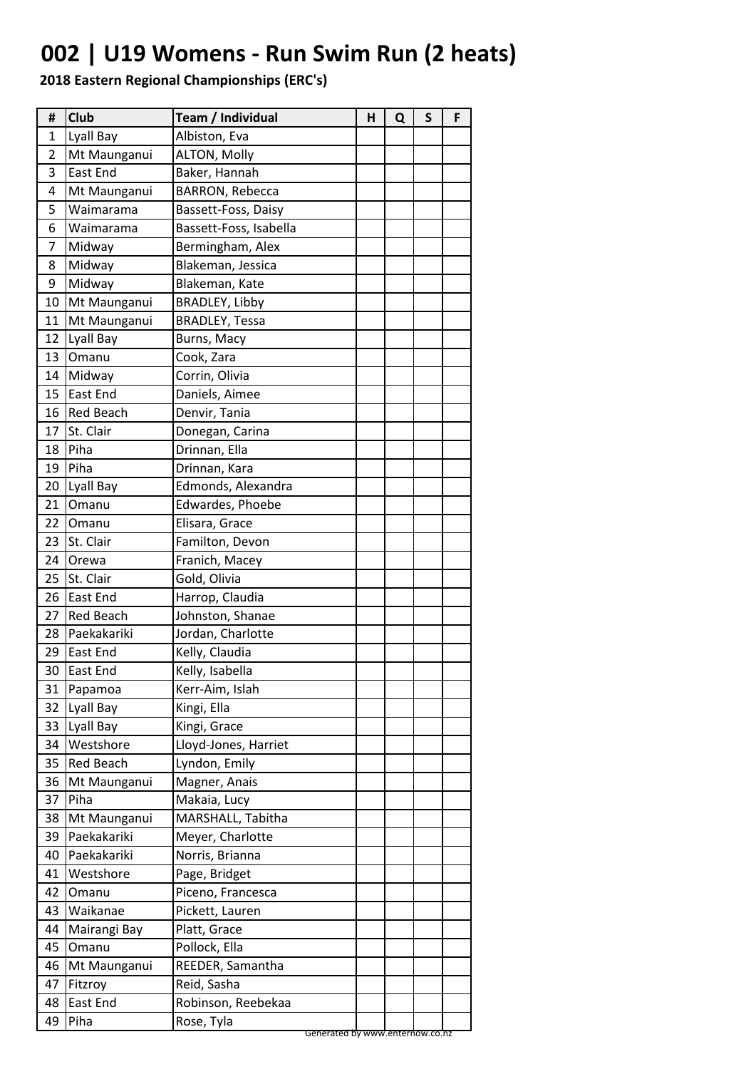# 002 | U19 Womens - Run Swim Run (2 heats)

**2018 Eastern Regional Championships (ERC's)**

| # | Club | Team / Individual | H | Q | S | F |
|---|---|---|---|---|---|---|
| 1 | Lyall Bay | Albiston, Eva | | | | |
| 2 | Mt Maunganui | ALTON, Molly | | | | |
| 3 | East End | Baker, Hannah | | | | |
| 4 | Mt Maunganui | BARRON, Rebecca | | | | |
| 5 | Waimarama | Bassett-Foss, Daisy | | | | |
| 6 | Waimarama | Bassett-Foss, Isabella | | | | |
| 7 | Midway | Bermingham, Alex | | | | |
| 8 | Midway | Blakeman, Jessica | | | | |
| 9 | Midway | Blakeman, Kate | | | | |
| 10 | Mt Maunganui | BRADLEY, Libby | | | | |
| 11 | Mt Maunganui | BRADLEY, Tessa | | | | |
| 12 | Lyall Bay | Burns, Macy | | | | |
| 13 | Omanu | Cook, Zara | | | | |
| 14 | Midway | Corrin, Olivia | | | | |
| 15 | East End | Daniels, Aimee | | | | |
| 16 | Red Beach | Denvir, Tania | | | | |
| 17 | St. Clair | Donegan, Carina | | | | |
| 18 | Piha | Drinnan, Ella | | | | |
| 19 | Piha | Drinnan, Kara | | | | |
| 20 | Lyall Bay | Edmonds, Alexandra | | | | |
| 21 | Omanu | Edwardes, Phoebe | | | | |
| 22 | Omanu | Elisara, Grace | | | | |
| 23 | St. Clair | Familton, Devon | | | | |
| 24 | Orewa | Franich, Macey | | | | |
| 25 | St. Clair | Gold, Olivia | | | | |
| 26 | East End | Harrop, Claudia | | | | |
| 27 | Red Beach | Johnston, Shanae | | | | |
| 28 | Paekakariki | Jordan, Charlotte | | | | |
| 29 | East End | Kelly, Claudia | | | | |
| 30 | East End | Kelly, Isabella | | | | |
| 31 | Papamoa | Kerr-Aim, Islah | | | | |
| 32 | Lyall Bay | Kingi, Ella | | | | |
| 33 | Lyall Bay | Kingi, Grace | | | | |
| 34 | Westshore | Lloyd-Jones, Harriet | | | | |
| 35 | Red Beach | Lyndon, Emily | | | | |
| 36 | Mt Maunganui | Magner, Anais | | | | |
| 37 | Piha | Makaia, Lucy | | | | |
| 38 | Mt Maunganui | MARSHALL, Tabitha | | | | |
| 39 | Paekakariki | Meyer, Charlotte | | | | |
| 40 | Paekakariki | Norris, Brianna | | | | |
| 41 | Westshore | Page, Bridget | | | | |
| 42 | Omanu | Piceno, Francesca | | | | |
| 43 | Waikanae | Pickett, Lauren | | | | |
| 44 | Mairangi Bay | Platt, Grace | | | | |
| 45 | Omanu | Pollock, Ella | | | | |
| 46 | Mt Maunganui | REEDER, Samantha | | | | |
| 47 | Fitzroy | Reid, Sasha | | | | |
| 48 | East End | Robinson, Reebekaa | | | | |
| 49 | Piha | Rose, Tyla | | | | |

Generated by www.enternow.co.nz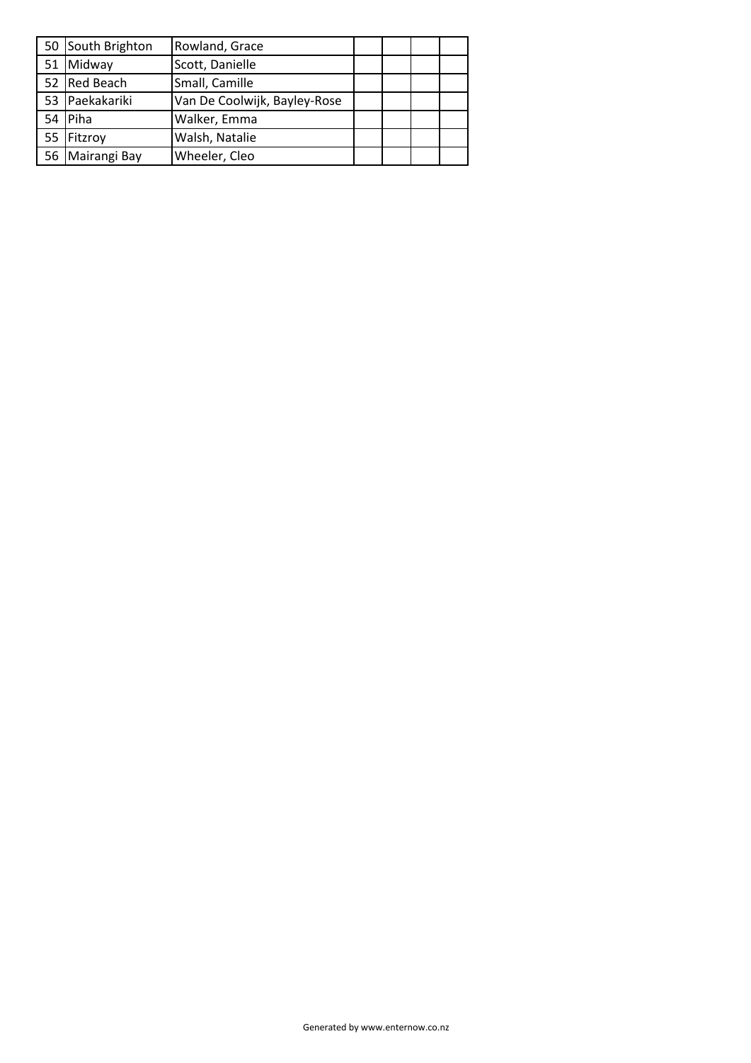| | | | | | | |
|---|---|---|---|---|---|---|
| 50 | South Brighton | Rowland, Grace | | | | |
| 51 | Midway | Scott, Danielle | | | | |
| 52 | Red Beach | Small, Camille | | | | |
| 53 | Paekakariki | Van De Coolwijk, Bayley-Rose | | | | |
| 54 | Piha | Walker, Emma | | | | |
| 55 | Fitzroy | Walsh, Natalie | | | | |
| 56 | Mairangi Bay | Wheeler, Cleo | | | | |

Generated by www.enternow.co.nz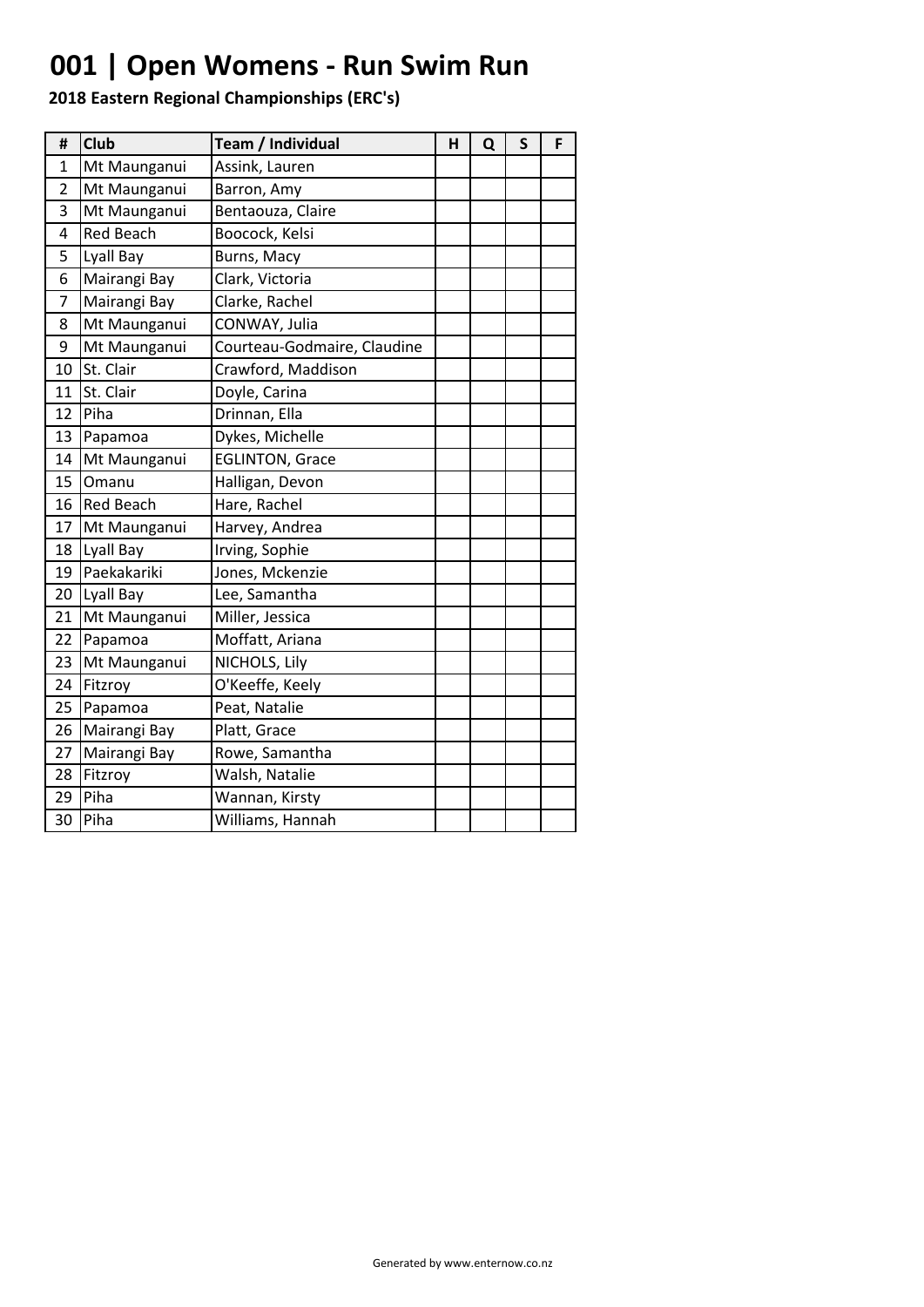# 001 | Open Womens - Run Swim Run

**2018 Eastern Regional Championships (ERC's)**

| # | Club | Team / Individual | H | Q | S | F |
|---|---|---|---|---|---|---|
| 1 | Mt Maunganui | Assink, Lauren | | | | |
| 2 | Mt Maunganui | Barron, Amy | | | | |
| 3 | Mt Maunganui | Bentaouza, Claire | | | | |
| 4 | Red Beach | Boocock, Kelsi | | | | |
| 5 | Lyall Bay | Burns, Macy | | | | |
| 6 | Mairangi Bay | Clark, Victoria | | | | |
| 7 | Mairangi Bay | Clarke, Rachel | | | | |
| 8 | Mt Maunganui | CONWAY, Julia | | | | |
| 9 | Mt Maunganui | Courteau-Godmaire, Claudine | | | | |
| 10 | St. Clair | Crawford, Maddison | | | | |
| 11 | St. Clair | Doyle, Carina | | | | |
| 12 | Piha | Drinnan, Ella | | | | |
| 13 | Papamoa | Dykes, Michelle | | | | |
| 14 | Mt Maunganui | EGLINTON, Grace | | | | |
| 15 | Omanu | Halligan, Devon | | | | |
| 16 | Red Beach | Hare, Rachel | | | | |
| 17 | Mt Maunganui | Harvey, Andrea | | | | |
| 18 | Lyall Bay | Irving, Sophie | | | | |
| 19 | Paekakariki | Jones, Mckenzie | | | | |
| 20 | Lyall Bay | Lee, Samantha | | | | |
| 21 | Mt Maunganui | Miller, Jessica | | | | |
| 22 | Papamoa | Moffatt, Ariana | | | | |
| 23 | Mt Maunganui | NICHOLS, Lily | | | | |
| 24 | Fitzroy | O'Keeffe, Keely | | | | |
| 25 | Papamoa | Peat, Natalie | | | | |
| 26 | Mairangi Bay | Platt, Grace | | | | |
| 27 | Mairangi Bay | Rowe, Samantha | | | | |
| 28 | Fitzroy | Walsh, Natalie | | | | |
| 29 | Piha | Wannan, Kirsty | | | | |
| 30 | Piha | Williams, Hannah | | | | |

Generated by www.enternow.co.nz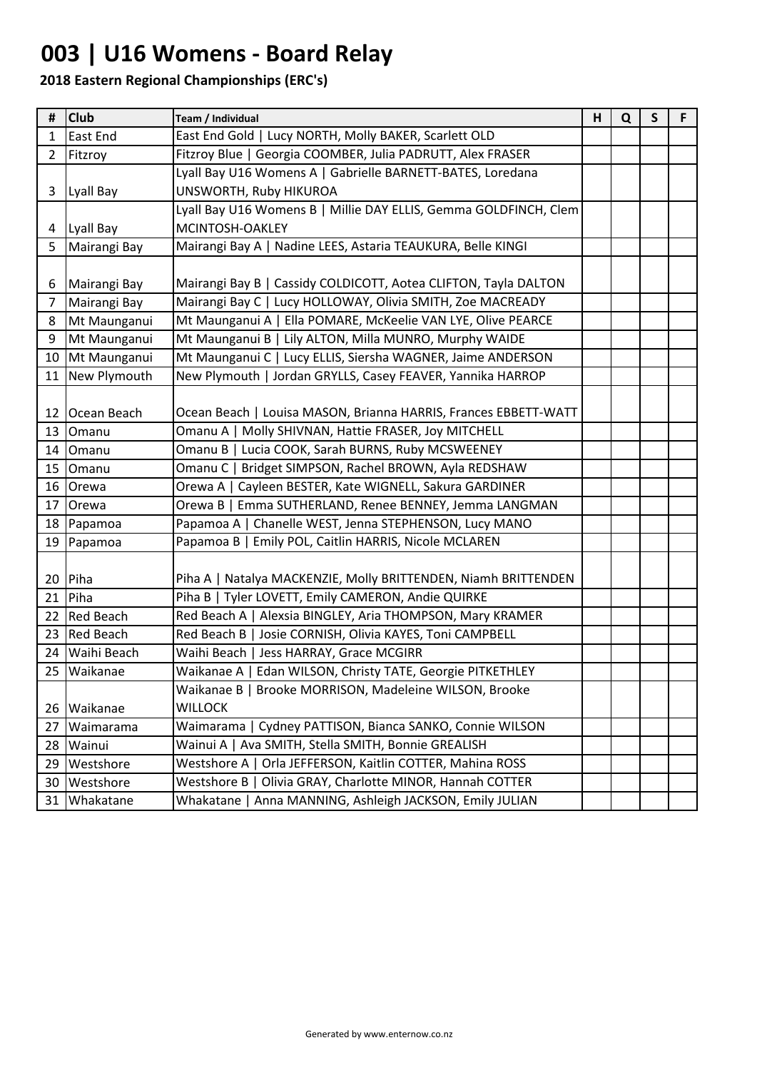# 003 | U16 Womens - Board Relay

**2018 Eastern Regional Championships (ERC's)**

| # | Club | Team / Individual | H | Q | S | F |
|---|---|---|---|---|---|---|
| 1 | East End | East End Gold \| Lucy NORTH, Molly BAKER, Scarlett OLD | | | | |
| 2 | Fitzroy | Fitzroy Blue \| Georgia COOMBER, Julia PADRUTT, Alex FRASER | | | | |
| 3 | Lyall Bay | Lyall Bay U16 Womens A \| Gabrielle BARNETT-BATES, Loredana UNSWORTH, Ruby HIKUROA | | | | |
| 4 | Lyall Bay | Lyall Bay U16 Womens B \| Millie DAY ELLIS, Gemma GOLDFINCH, Clem MCINTOSH-OAKLEY | | | | |
| 5 | Mairangi Bay | Mairangi Bay A \| Nadine LEES, Astaria TEAUKURA, Belle KINGI | | | | |
| 6 | Mairangi Bay | Mairangi Bay B \| Cassidy COLDICOTT, Aotea CLIFTON, Tayla DALTON | | | | |
| 7 | Mairangi Bay | Mairangi Bay C \| Lucy HOLLOWAY, Olivia SMITH, Zoe MACREADY | | | | |
| 8 | Mt Maunganui | Mt Maunganui A \| Ella POMARE, McKeelie VAN LYE, Olive PEARCE | | | | |
| 9 | Mt Maunganui | Mt Maunganui B \| Lily ALTON, Milla MUNRO, Murphy WAIDE | | | | |
| 10 | Mt Maunganui | Mt Maunganui C \| Lucy ELLIS, Siersha WAGNER, Jaime ANDERSON | | | | |
| 11 | New Plymouth | New Plymouth \| Jordan GRYLLS, Casey FEAVER, Yannika HARROP | | | | |
| 12 | Ocean Beach | Ocean Beach \| Louisa MASON, Brianna HARRIS, Frances EBBETT-WATT | | | | |
| 13 | Omanu | Omanu A \| Molly SHIVNAN, Hattie FRASER, Joy MITCHELL | | | | |
| 14 | Omanu | Omanu B \| Lucia COOK, Sarah BURNS, Ruby MCSWEENEY | | | | |
| 15 | Omanu | Omanu C \| Bridget SIMPSON, Rachel BROWN, Ayla REDSHAW | | | | |
| 16 | Orewa | Orewa A \| Cayleen BESTER, Kate WIGNELL, Sakura GARDINER | | | | |
| 17 | Orewa | Orewa B \| Emma SUTHERLAND, Renee BENNEY, Jemma LANGMAN | | | | |
| 18 | Papamoa | Papamoa A \| Chanelle WEST, Jenna STEPHENSON, Lucy MANO | | | | |
| 19 | Papamoa | Papamoa B \| Emily POL, Caitlin HARRIS, Nicole MCLAREN | | | | |
| 20 | Piha | Piha A \| Natalya MACKENZIE, Molly BRITTENDEN, Niamh BRITTENDEN | | | | |
| 21 | Piha | Piha B \| Tyler LOVETT, Emily CAMERON, Andie QUIRKE | | | | |
| 22 | Red Beach | Red Beach A \| Alexsia BINGLEY, Aria THOMPSON, Mary KRAMER | | | | |
| 23 | Red Beach | Red Beach B \| Josie CORNISH, Olivia KAYES, Toni CAMPBELL | | | | |
| 24 | Waihi Beach | Waihi Beach \| Jess HARRAY, Grace MCGIRR | | | | |
| 25 | Waikanae | Waikanae A \| Edan WILSON, Christy TATE, Georgie PITKETHLEY | | | | |
| 26 | Waikanae | Waikanae B \| Brooke MORRISON, Madeleine WILSON, Brooke WILLOCK | | | | |
| 27 | Waimarama | Waimarama \| Cydney PATTISON, Bianca SANKO, Connie WILSON | | | | |
| 28 | Wainui | Wainui A \| Ava SMITH, Stella SMITH, Bonnie GREALISH | | | | |
| 29 | Westshore | Westshore A \| Orla JEFFERSON, Kaitlin COTTER, Mahina ROSS | | | | |
| 30 | Westshore | Westshore B \| Olivia GRAY, Charlotte MINOR, Hannah COTTER | | | | |
| 31 | Whakatane | Whakatane \| Anna MANNING, Ashleigh JACKSON, Emily JULIAN | | | | |

Generated by www.enternow.co.nz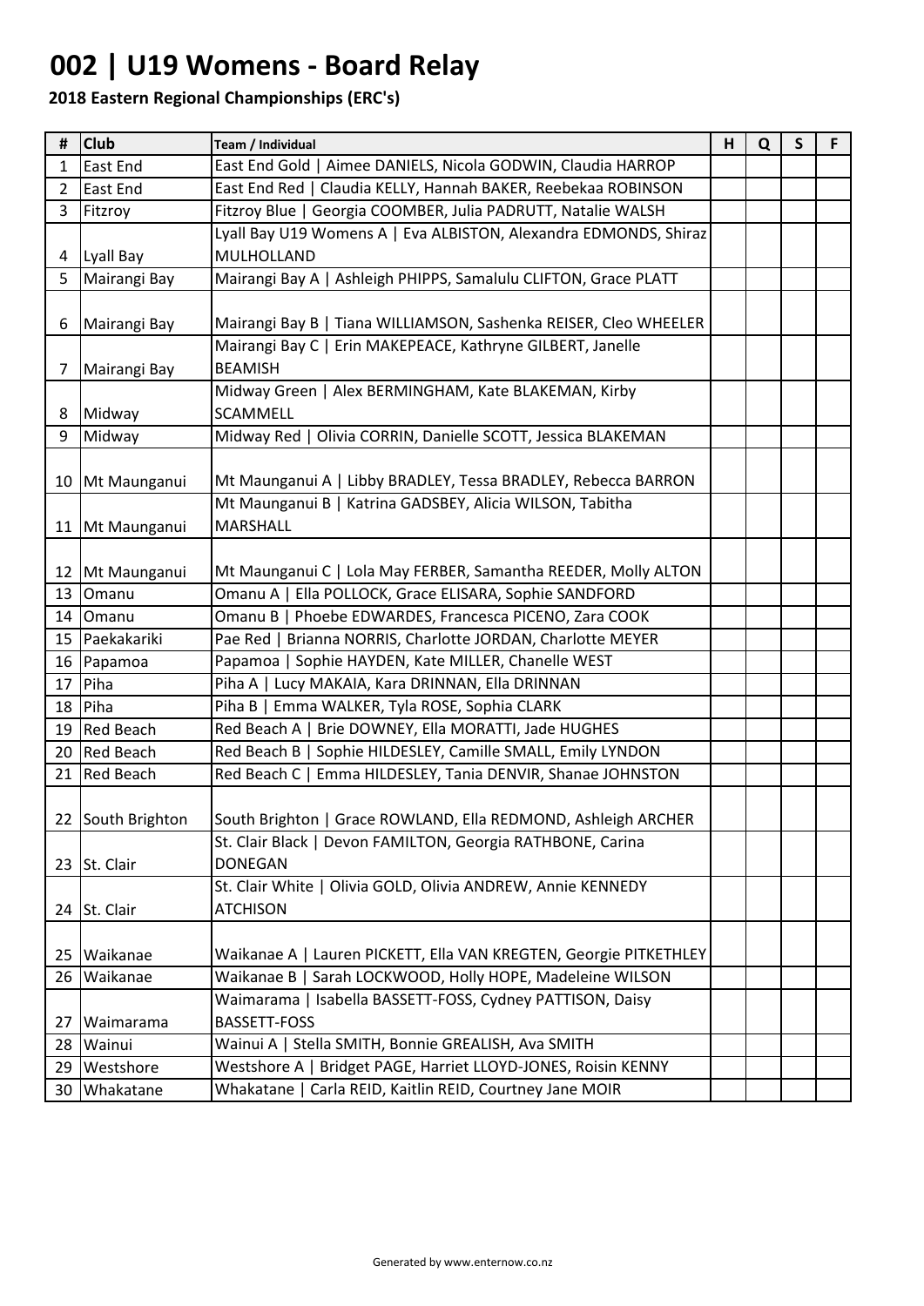# 002 | U19 Womens - Board Relay

**2018 Eastern Regional Championships (ERC's)**

| # | Club | Team / Individual | H | Q | S | F |
|---|---|---|---|---|---|---|
| 1 | East End | East End Gold \| Aimee DANIELS, Nicola GODWIN, Claudia HARROP | | | | |
| 2 | East End | East End Red \| Claudia KELLY, Hannah BAKER, Reebekaa ROBINSON | | | | |
| 3 | Fitzroy | Fitzroy Blue \| Georgia COOMBER, Julia PADRUTT, Natalie WALSH | | | | |
| 4 | Lyall Bay | Lyall Bay U19 Womens A \| Eva ALBISTON, Alexandra EDMONDS, Shiraz MULHOLLAND | | | | |
| 5 | Mairangi Bay | Mairangi Bay A \| Ashleigh PHIPPS, Samalulu CLIFTON, Grace PLATT | | | | |
| 6 | Mairangi Bay | Mairangi Bay B \| Tiana WILLIAMSON, Sashenka REISER, Cleo WHEELER | | | | |
| 7 | Mairangi Bay | Mairangi Bay C \| Erin MAKEPEACE, Kathryne GILBERT, Janelle BEAMISH | | | | |
| 8 | Midway | Midway Green \| Alex BERMINGHAM, Kate BLAKEMAN, Kirby SCAMMELL | | | | |
| 9 | Midway | Midway Red \| Olivia CORRIN, Danielle SCOTT, Jessica BLAKEMAN | | | | |
| 10 | Mt Maunganui | Mt Maunganui A \| Libby BRADLEY, Tessa BRADLEY, Rebecca BARRON | | | | |
| 11 | Mt Maunganui | Mt Maunganui B \| Katrina GADSBEY, Alicia WILSON, Tabitha MARSHALL | | | | |
| 12 | Mt Maunganui | Mt Maunganui C \| Lola May FERBER, Samantha REEDER, Molly ALTON | | | | |
| 13 | Omanu | Omanu A \| Ella POLLOCK, Grace ELISARA, Sophie SANDFORD | | | | |
| 14 | Omanu | Omanu B \| Phoebe EDWARDES, Francesca PICENO, Zara COOK | | | | |
| 15 | Paekakariki | Pae Red \| Brianna NORRIS, Charlotte JORDAN, Charlotte MEYER | | | | |
| 16 | Papamoa | Papamoa \| Sophie HAYDEN, Kate MILLER, Chanelle WEST | | | | |
| 17 | Piha | Piha A \| Lucy MAKAIA, Kara DRINNAN, Ella DRINNAN | | | | |
| 18 | Piha | Piha B \| Emma WALKER, Tyla ROSE, Sophia CLARK | | | | |
| 19 | Red Beach | Red Beach A \| Brie DOWNEY, Ella MORATTI, Jade HUGHES | | | | |
| 20 | Red Beach | Red Beach B \| Sophie HILDESLEY, Camille SMALL, Emily LYNDON | | | | |
| 21 | Red Beach | Red Beach C \| Emma HILDESLEY, Tania DENVIR, Shanae JOHNSTON | | | | |
| 22 | South Brighton | South Brighton \| Grace ROWLAND, Ella REDMOND, Ashleigh ARCHER | | | | |
| 23 | St. Clair | St. Clair Black \| Devon FAMILTON, Georgia RATHBONE, Carina DONEGAN | | | | |
| 24 | St. Clair | St. Clair White \| Olivia GOLD, Olivia ANDREW, Annie KENNEDY ATCHISON | | | | |
| 25 | Waikanae | Waikanae A \| Lauren PICKETT, Ella VAN KREGTEN, Georgie PITKETHLEY | | | | |
| 26 | Waikanae | Waikanae B \| Sarah LOCKWOOD, Holly HOPE, Madeleine WILSON | | | | |
| 27 | Waimarama | Waimarama \| Isabella BASSETT-FOSS, Cydney PATTISON, Daisy BASSETT-FOSS | | | | |
| 28 | Wainui | Wainui A \| Stella SMITH, Bonnie GREALISH, Ava SMITH | | | | |
| 29 | Westshore | Westshore A \| Bridget PAGE, Harriet LLOYD-JONES, Roisin KENNY | | | | |
| 30 | Whakatane | Whakatane \| Carla REID, Kaitlin REID, Courtney Jane MOIR | | | | |

Generated by www.enternow.co.nz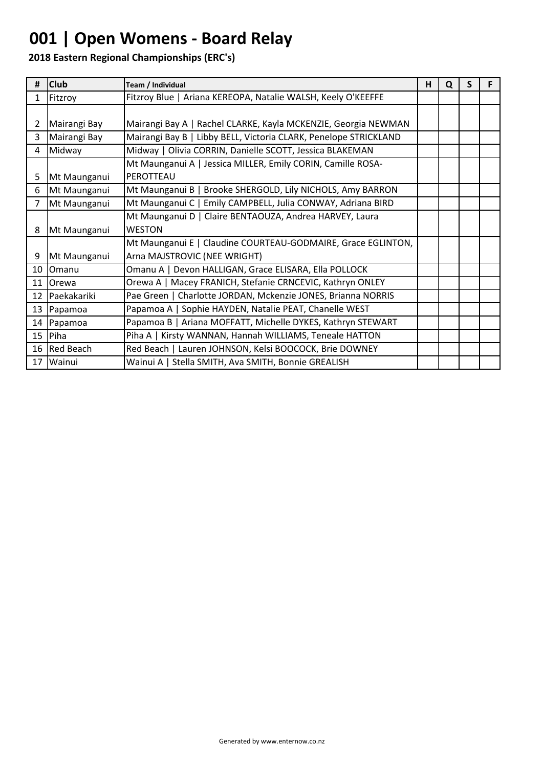# 001 | Open Womens - Board Relay

**2018 Eastern Regional Championships (ERC's)**

| # | Club | Team / Individual | H | Q | S | F |
|---|---|---|---|---|---|---|
| 1 | Fitzroy | Fitzroy Blue \| Ariana KEREOPA, Natalie WALSH, Keely O'KEEFFE | | | | |
| 2 | Mairangi Bay | Mairangi Bay A \| Rachel CLARKE, Kayla MCKENZIE, Georgia NEWMAN | | | | |
| 3 | Mairangi Bay | Mairangi Bay B \| Libby BELL, Victoria CLARK, Penelope STRICKLAND | | | | |
| 4 | Midway | Midway \| Olivia CORRIN, Danielle SCOTT, Jessica BLAKEMAN | | | | |
| 5 | Mt Maunganui | Mt Maunganui A \| Jessica MILLER, Emily CORIN, Camille ROSA-PEROTTEAU | | | | |
| 6 | Mt Maunganui | Mt Maunganui B \| Brooke SHERGOLD, Lily NICHOLS, Amy BARRON | | | | |
| 7 | Mt Maunganui | Mt Maunganui C \| Emily CAMPBELL, Julia CONWAY, Adriana BIRD | | | | |
| 8 | Mt Maunganui | Mt Maunganui D \| Claire BENTAOUZA, Andrea HARVEY, Laura WESTON | | | | |
| 9 | Mt Maunganui | Mt Maunganui E \| Claudine COURTEAU-GODMAIRE, Grace EGLINTON, Arna MAJSTROVIC (NEE WRIGHT) | | | | |
| 10 | Omanu | Omanu A \| Devon HALLIGAN, Grace ELISARA, Ella POLLOCK | | | | |
| 11 | Orewa | Orewa A \| Macey FRANICH, Stefanie CRNCEVIC, Kathryn ONLEY | | | | |
| 12 | Paekakariki | Pae Green \| Charlotte JORDAN, Mckenzie JONES, Brianna NORRIS | | | | |
| 13 | Papamoa | Papamoa A \| Sophie HAYDEN, Natalie PEAT, Chanelle WEST | | | | |
| 14 | Papamoa | Papamoa B \| Ariana MOFFATT, Michelle DYKES, Kathryn STEWART | | | | |
| 15 | Piha | Piha A \| Kirsty WANNAN, Hannah WILLIAMS, Teneale HATTON | | | | |
| 16 | Red Beach | Red Beach \| Lauren JOHNSON, Kelsi BOOCOCK, Brie DOWNEY | | | | |
| 17 | Wainui | Wainui A \| Stella SMITH, Ava SMITH, Bonnie GREALISH | | | | |

Generated by www.enternow.co.nz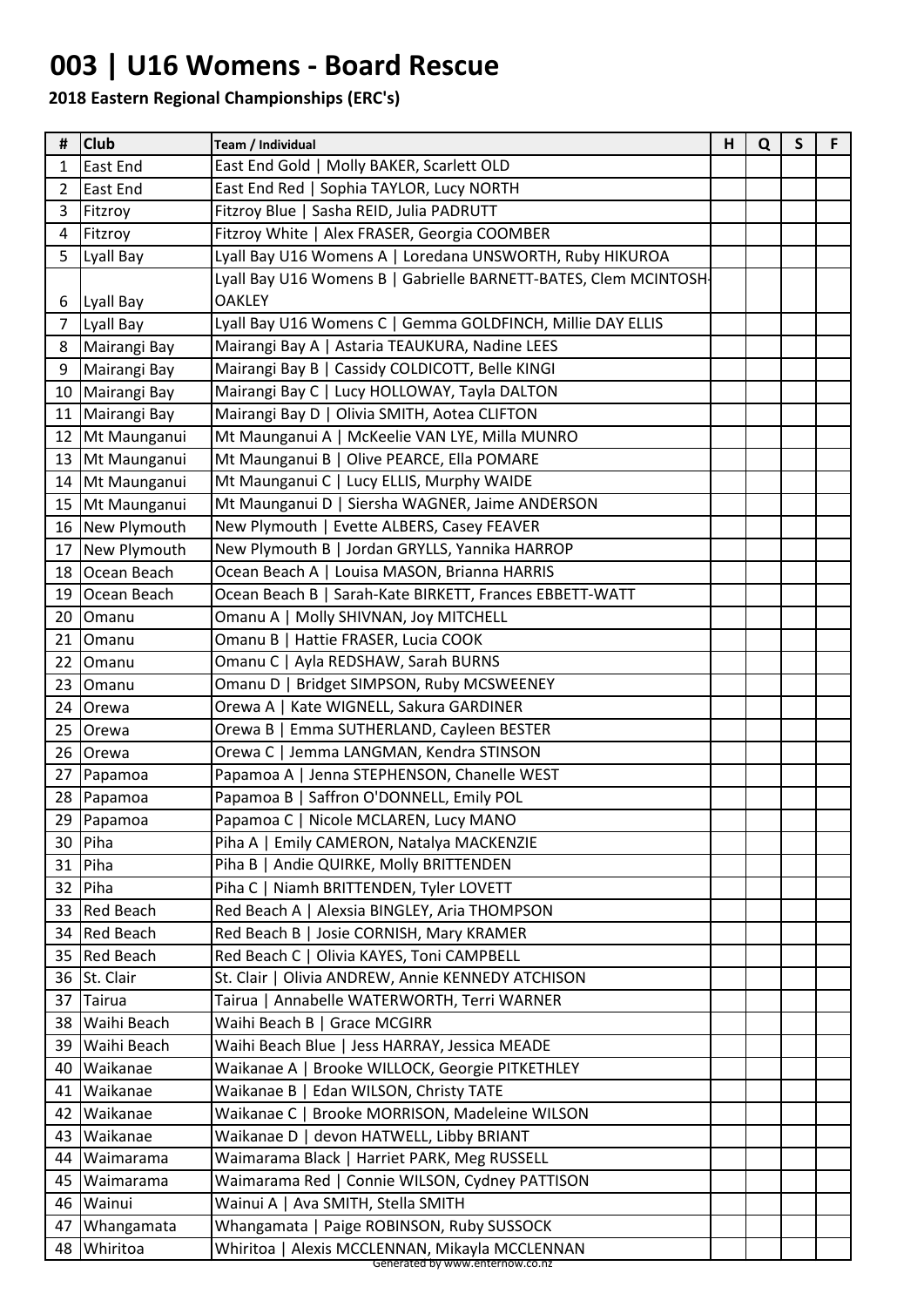# 003 | U16 Womens - Board Rescue

**2018 Eastern Regional Championships (ERC's)**

| # | Club | Team / Individual | H | Q | S | F |
|---|---|---|---|---|---|---|
| 1 | East End | East End Gold \| Molly BAKER, Scarlett OLD | | | | |
| 2 | East End | East End Red \| Sophia TAYLOR, Lucy NORTH | | | | |
| 3 | Fitzroy | Fitzroy Blue \| Sasha REID, Julia PADRUTT | | | | |
| 4 | Fitzroy | Fitzroy White \| Alex FRASER, Georgia COOMBER | | | | |
| 5 | Lyall Bay | Lyall Bay U16 Womens A \| Loredana UNSWORTH, Ruby HIKUROA | | | | |
| 6 | Lyall Bay | Lyall Bay U16 Womens B \| Gabrielle BARNETT-BATES, Clem MCINTOSH-OAKLEY | | | | |
| 7 | Lyall Bay | Lyall Bay U16 Womens C \| Gemma GOLDFINCH, Millie DAY ELLIS | | | | |
| 8 | Mairangi Bay | Mairangi Bay A \| Astaria TEAUKURA, Nadine LEES | | | | |
| 9 | Mairangi Bay | Mairangi Bay B \| Cassidy COLDICOTT, Belle KINGI | | | | |
| 10 | Mairangi Bay | Mairangi Bay C \| Lucy HOLLOWAY, Tayla DALTON | | | | |
| 11 | Mairangi Bay | Mairangi Bay D \| Olivia SMITH, Aotea CLIFTON | | | | |
| 12 | Mt Maunganui | Mt Maunganui A \| McKeelie VAN LYE, Milla MUNRO | | | | |
| 13 | Mt Maunganui | Mt Maunganui B \| Olive PEARCE, Ella POMARE | | | | |
| 14 | Mt Maunganui | Mt Maunganui C \| Lucy ELLIS, Murphy WAIDE | | | | |
| 15 | Mt Maunganui | Mt Maunganui D \| Siersha WAGNER, Jaime ANDERSON | | | | |
| 16 | New Plymouth | New Plymouth \| Evette ALBERS, Casey FEAVER | | | | |
| 17 | New Plymouth | New Plymouth B \| Jordan GRYLLS, Yannika HARROP | | | | |
| 18 | Ocean Beach | Ocean Beach A \| Louisa MASON, Brianna HARRIS | | | | |
| 19 | Ocean Beach | Ocean Beach B \| Sarah-Kate BIRKETT, Frances EBBETT-WATT | | | | |
| 20 | Omanu | Omanu A \| Molly SHIVNAN, Joy MITCHELL | | | | |
| 21 | Omanu | Omanu B \| Hattie FRASER, Lucia COOK | | | | |
| 22 | Omanu | Omanu C \| Ayla REDSHAW, Sarah BURNS | | | | |
| 23 | Omanu | Omanu D \| Bridget SIMPSON, Ruby MCSWEENEY | | | | |
| 24 | Orewa | Orewa A \| Kate WIGNELL, Sakura GARDINER | | | | |
| 25 | Orewa | Orewa B \| Emma SUTHERLAND, Cayleen BESTER | | | | |
| 26 | Orewa | Orewa C \| Jemma LANGMAN, Kendra STINSON | | | | |
| 27 | Papamoa | Papamoa A \| Jenna STEPHENSON, Chanelle WEST | | | | |
| 28 | Papamoa | Papamoa B \| Saffron O'DONNELL, Emily POL | | | | |
| 29 | Papamoa | Papamoa C \| Nicole MCLAREN, Lucy MANO | | | | |
| 30 | Piha | Piha A \| Emily CAMERON, Natalya MACKENZIE | | | | |
| 31 | Piha | Piha B \| Andie QUIRKE, Molly BRITTENDEN | | | | |
| 32 | Piha | Piha C \| Niamh BRITTENDEN, Tyler LOVETT | | | | |
| 33 | Red Beach | Red Beach A \| Alexsia BINGLEY, Aria THOMPSON | | | | |
| 34 | Red Beach | Red Beach B \| Josie CORNISH, Mary KRAMER | | | | |
| 35 | Red Beach | Red Beach C \| Olivia KAYES, Toni CAMPBELL | | | | |
| 36 | St. Clair | St. Clair \| Olivia ANDREW, Annie KENNEDY ATCHISON | | | | |
| 37 | Tairua | Tairua \| Annabelle WATERWORTH, Terri WARNER | | | | |
| 38 | Waihi Beach | Waihi Beach B \| Grace MCGIRR | | | | |
| 39 | Waihi Beach | Waihi Beach Blue \| Jess HARRAY, Jessica MEADE | | | | |
| 40 | Waikanae | Waikanae A \| Brooke WILLOCK, Georgie PITKETHLEY | | | | |
| 41 | Waikanae | Waikanae B \| Edan WILSON, Christy TATE | | | | |
| 42 | Waikanae | Waikanae C \| Brooke MORRISON, Madeleine WILSON | | | | |
| 43 | Waikanae | Waikanae D \| devon HATWELL, Libby BRIANT | | | | |
| 44 | Waimarama | Waimarama Black \| Harriet PARK, Meg RUSSELL | | | | |
| 45 | Waimarama | Waimarama Red \| Connie WILSON, Cydney PATTISON | | | | |
| 46 | Wainui | Wainui A \| Ava SMITH, Stella SMITH | | | | |
| 47 | Whangamata | Whangamata \| Paige ROBINSON, Ruby SUSSOCK | | | | |
| 48 | Whiritoa | Whiritoa \| Alexis MCCLENNAN, Mikayla MCCLENNAN | | | | |

Generated by www.enternow.co.nz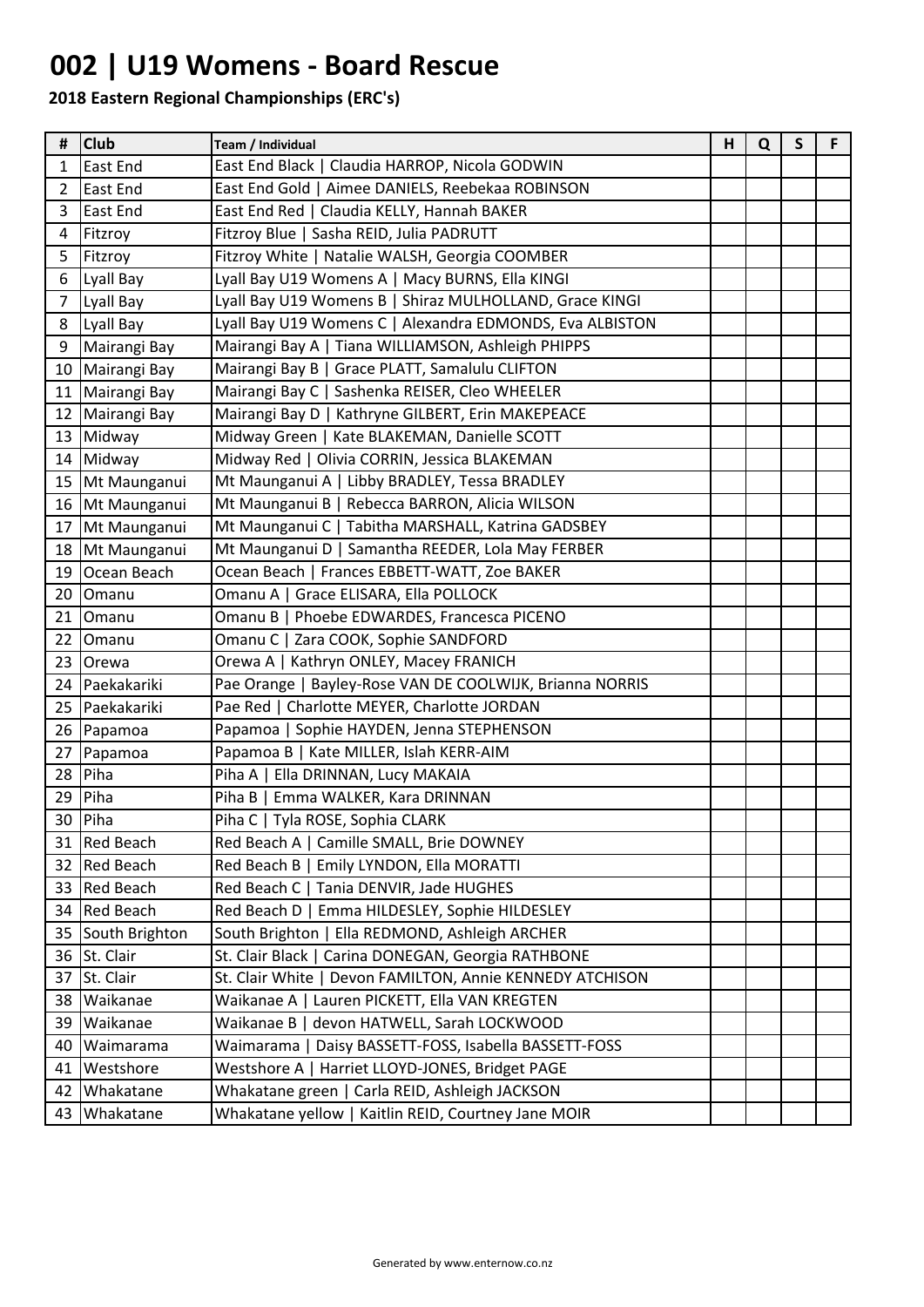# 002 | U19 Womens - Board Rescue

**2018 Eastern Regional Championships (ERC's)**

| # | Club | Team / Individual | H | Q | S | F |
|---|---|---|---|---|---|---|
| 1 | East End | East End Black \| Claudia HARROP, Nicola GODWIN | | | | |
| 2 | East End | East End Gold \| Aimee DANIELS, Reebekaa ROBINSON | | | | |
| 3 | East End | East End Red \| Claudia KELLY, Hannah BAKER | | | | |
| 4 | Fitzroy | Fitzroy Blue \| Sasha REID, Julia PADRUTT | | | | |
| 5 | Fitzroy | Fitzroy White \| Natalie WALSH, Georgia COOMBER | | | | |
| 6 | Lyall Bay | Lyall Bay U19 Womens A \| Macy BURNS, Ella KINGI | | | | |
| 7 | Lyall Bay | Lyall Bay U19 Womens B \| Shiraz MULHOLLAND, Grace KINGI | | | | |
| 8 | Lyall Bay | Lyall Bay U19 Womens C \| Alexandra EDMONDS, Eva ALBISTON | | | | |
| 9 | Mairangi Bay | Mairangi Bay A \| Tiana WILLIAMSON, Ashleigh PHIPPS | | | | |
| 10 | Mairangi Bay | Mairangi Bay B \| Grace PLATT, Samalulu CLIFTON | | | | |
| 11 | Mairangi Bay | Mairangi Bay C \| Sashenka REISER, Cleo WHEELER | | | | |
| 12 | Mairangi Bay | Mairangi Bay D \| Kathryne GILBERT, Erin MAKEPEACE | | | | |
| 13 | Midway | Midway Green \| Kate BLAKEMAN, Danielle SCOTT | | | | |
| 14 | Midway | Midway Red \| Olivia CORRIN, Jessica BLAKEMAN | | | | |
| 15 | Mt Maunganui | Mt Maunganui A \| Libby BRADLEY, Tessa BRADLEY | | | | |
| 16 | Mt Maunganui | Mt Maunganui B \| Rebecca BARRON, Alicia WILSON | | | | |
| 17 | Mt Maunganui | Mt Maunganui C \| Tabitha MARSHALL, Katrina GADSBEY | | | | |
| 18 | Mt Maunganui | Mt Maunganui D \| Samantha REEDER, Lola May FERBER | | | | |
| 19 | Ocean Beach | Ocean Beach \| Frances EBBETT-WATT, Zoe BAKER | | | | |
| 20 | Omanu | Omanu A \| Grace ELISARA, Ella POLLOCK | | | | |
| 21 | Omanu | Omanu B \| Phoebe EDWARDES, Francesca PICENO | | | | |
| 22 | Omanu | Omanu C \| Zara COOK, Sophie SANDFORD | | | | |
| 23 | Orewa | Orewa A \| Kathryn ONLEY, Macey FRANICH | | | | |
| 24 | Paekakariki | Pae Orange \| Bayley-Rose VAN DE COOLWIJK, Brianna NORRIS | | | | |
| 25 | Paekakariki | Pae Red \| Charlotte MEYER, Charlotte JORDAN | | | | |
| 26 | Papamoa | Papamoa \| Sophie HAYDEN, Jenna STEPHENSON | | | | |
| 27 | Papamoa | Papamoa B \| Kate MILLER, Islah KERR-AIM | | | | |
| 28 | Piha | Piha A \| Ella DRINNAN, Lucy MAKAIA | | | | |
| 29 | Piha | Piha B \| Emma WALKER, Kara DRINNAN | | | | |
| 30 | Piha | Piha C \| Tyla ROSE, Sophia CLARK | | | | |
| 31 | Red Beach | Red Beach A \| Camille SMALL, Brie DOWNEY | | | | |
| 32 | Red Beach | Red Beach B \| Emily LYNDON, Ella MORATTI | | | | |
| 33 | Red Beach | Red Beach C \| Tania DENVIR, Jade HUGHES | | | | |
| 34 | Red Beach | Red Beach D \| Emma HILDESLEY, Sophie HILDESLEY | | | | |
| 35 | South Brighton | South Brighton \| Ella REDMOND, Ashleigh ARCHER | | | | |
| 36 | St. Clair | St. Clair Black \| Carina DONEGAN, Georgia RATHBONE | | | | |
| 37 | St. Clair | St. Clair White \| Devon FAMILTON, Annie KENNEDY ATCHISON | | | | |
| 38 | Waikanae | Waikanae A \| Lauren PICKETT, Ella VAN KREGTEN | | | | |
| 39 | Waikanae | Waikanae B \| devon HATWELL, Sarah LOCKWOOD | | | | |
| 40 | Waimarama | Waimarama \| Daisy BASSETT-FOSS, Isabella BASSETT-FOSS | | | | |
| 41 | Westshore | Westshore A \| Harriet LLOYD-JONES, Bridget PAGE | | | | |
| 42 | Whakatane | Whakatane green \| Carla REID, Ashleigh JACKSON | | | | |
| 43 | Whakatane | Whakatane yellow \| Kaitlin REID, Courtney Jane MOIR | | | | |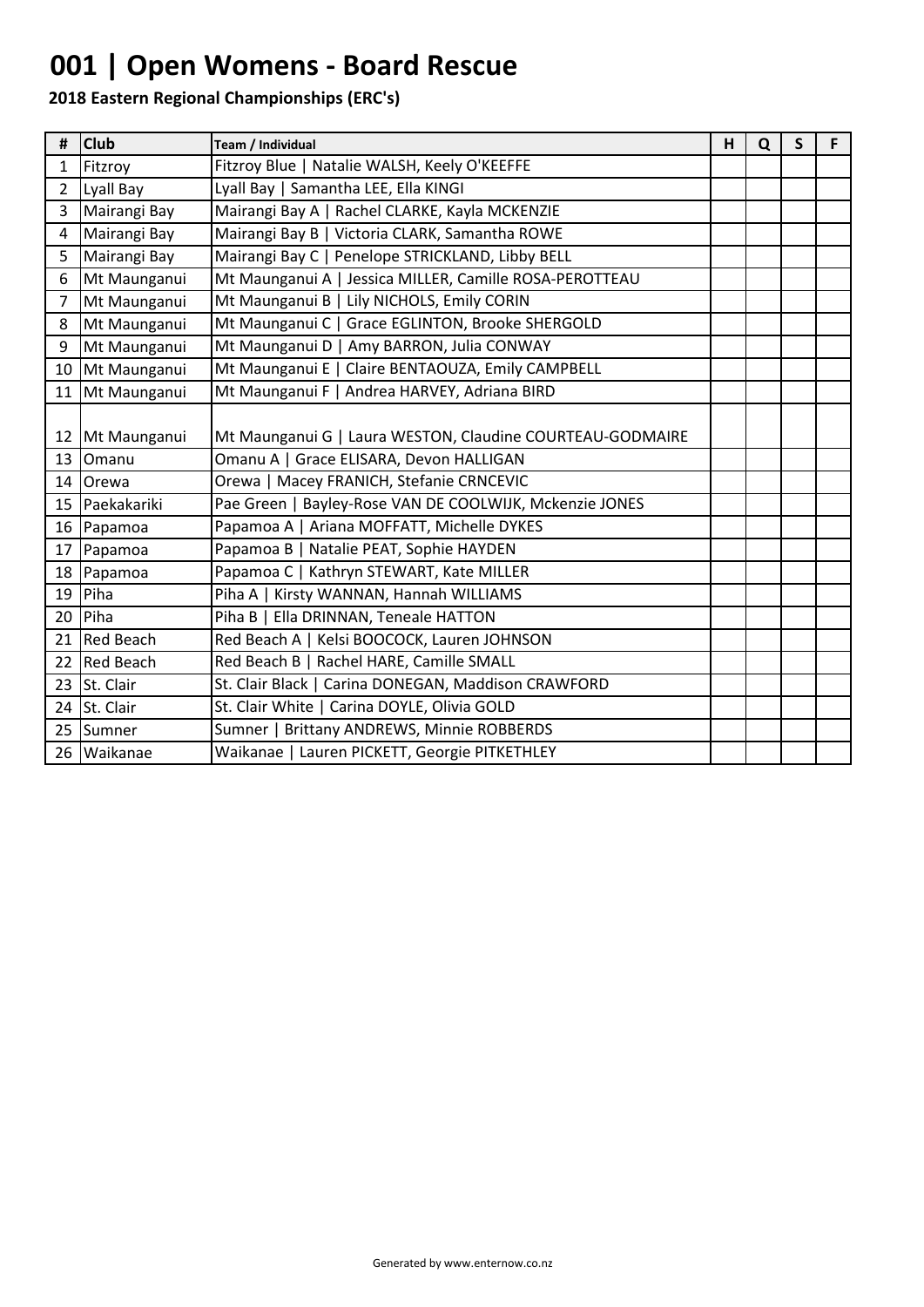# 001 | Open Womens - Board Rescue

**2018 Eastern Regional Championships (ERC's)**

| # | Club | Team / Individual | H | Q | S | F |
|---|---|---|---|---|---|---|
| 1 | Fitzroy | Fitzroy Blue \| Natalie WALSH, Keely O'KEEFFE | | | | |
| 2 | Lyall Bay | Lyall Bay \| Samantha LEE, Ella KINGI | | | | |
| 3 | Mairangi Bay | Mairangi Bay A \| Rachel CLARKE, Kayla MCKENZIE | | | | |
| 4 | Mairangi Bay | Mairangi Bay B \| Victoria CLARK, Samantha ROWE | | | | |
| 5 | Mairangi Bay | Mairangi Bay C \| Penelope STRICKLAND, Libby BELL | | | | |
| 6 | Mt Maunganui | Mt Maunganui A \| Jessica MILLER, Camille ROSA-PEROTTEAU | | | | |
| 7 | Mt Maunganui | Mt Maunganui B \| Lily NICHOLS, Emily CORIN | | | | |
| 8 | Mt Maunganui | Mt Maunganui C \| Grace EGLINTON, Brooke SHERGOLD | | | | |
| 9 | Mt Maunganui | Mt Maunganui D \| Amy BARRON, Julia CONWAY | | | | |
| 10 | Mt Maunganui | Mt Maunganui E \| Claire BENTAOUZA, Emily CAMPBELL | | | | |
| 11 | Mt Maunganui | Mt Maunganui F \| Andrea HARVEY, Adriana BIRD | | | | |
| 12 | Mt Maunganui | Mt Maunganui G \| Laura WESTON, Claudine COURTEAU-GODMAIRE | | | | |
| 13 | Omanu | Omanu A \| Grace ELISARA, Devon HALLIGAN | | | | |
| 14 | Orewa | Orewa \| Macey FRANICH, Stefanie CRNCEVIC | | | | |
| 15 | Paekakariki | Pae Green \| Bayley-Rose VAN DE COOLWIJK, Mckenzie JONES | | | | |
| 16 | Papamoa | Papamoa A \| Ariana MOFFATT, Michelle DYKES | | | | |
| 17 | Papamoa | Papamoa B \| Natalie PEAT, Sophie HAYDEN | | | | |
| 18 | Papamoa | Papamoa C \| Kathryn STEWART, Kate MILLER | | | | |
| 19 | Piha | Piha A \| Kirsty WANNAN, Hannah WILLIAMS | | | | |
| 20 | Piha | Piha B \| Ella DRINNAN, Teneale HATTON | | | | |
| 21 | Red Beach | Red Beach A \| Kelsi BOOCOCK, Lauren JOHNSON | | | | |
| 22 | Red Beach | Red Beach B \| Rachel HARE, Camille SMALL | | | | |
| 23 | St. Clair | St. Clair Black \| Carina DONEGAN, Maddison CRAWFORD | | | | |
| 24 | St. Clair | St. Clair White \| Carina DOYLE, Olivia GOLD | | | | |
| 25 | Sumner | Sumner \| Brittany ANDREWS, Minnie ROBBERDS | | | | |
| 26 | Waikanae | Waikanae \| Lauren PICKETT, Georgie PITKETHLEY | | | | |

Generated by www.enternow.co.nz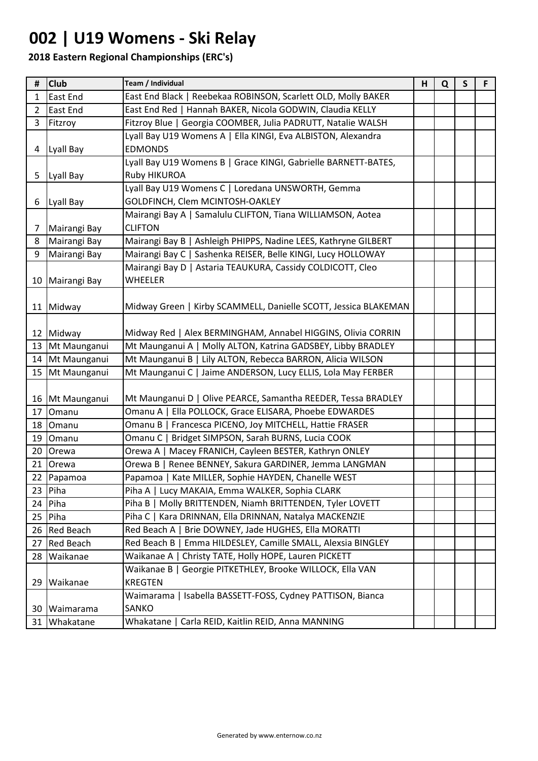# 002 | U19 Womens - Ski Relay

**2018 Eastern Regional Championships (ERC's)**

| # | Club | Team / Individual | H | Q | S | F |
|---|---|---|---|---|---|---|
| 1 | East End | East End Black \| Reebekaa ROBINSON, Scarlett OLD, Molly BAKER | | | | |
| 2 | East End | East End Red \| Hannah BAKER, Nicola GODWIN, Claudia KELLY | | | | |
| 3 | Fitzroy | Fitzroy Blue \| Georgia COOMBER, Julia PADRUTT, Natalie WALSH | | | | |
| 4 | Lyall Bay | Lyall Bay U19 Womens A \| Ella KINGI, Eva ALBISTON, Alexandra EDMONDS | | | | |
| 5 | Lyall Bay | Lyall Bay U19 Womens B \| Grace KINGI, Gabrielle BARNETT-BATES, Ruby HIKUROA | | | | |
| 6 | Lyall Bay | Lyall Bay U19 Womens C \| Loredana UNSWORTH, Gemma GOLDFINCH, Clem MCINTOSH-OAKLEY | | | | |
| 7 | Mairangi Bay | Mairangi Bay A \| Samalulu CLIFTON, Tiana WILLIAMSON, Aotea CLIFTON | | | | |
| 8 | Mairangi Bay | Mairangi Bay B \| Ashleigh PHIPPS, Nadine LEES, Kathryne GILBERT | | | | |
| 9 | Mairangi Bay | Mairangi Bay C \| Sashenka REISER, Belle KINGI, Lucy HOLLOWAY | | | | |
| 10 | Mairangi Bay | Mairangi Bay D \| Astaria TEAUKURA, Cassidy COLDICOTT, Cleo WHEELER | | | | |
| 11 | Midway | Midway Green \| Kirby SCAMMELL, Danielle SCOTT, Jessica BLAKEMAN | | | | |
| 12 | Midway | Midway Red \| Alex BERMINGHAM, Annabel HIGGINS, Olivia CORRIN | | | | |
| 13 | Mt Maunganui | Mt Maunganui A \| Molly ALTON, Katrina GADSBEY, Libby BRADLEY | | | | |
| 14 | Mt Maunganui | Mt Maunganui B \| Lily ALTON, Rebecca BARRON, Alicia WILSON | | | | |
| 15 | Mt Maunganui | Mt Maunganui C \| Jaime ANDERSON, Lucy ELLIS, Lola May FERBER | | | | |
| 16 | Mt Maunganui | Mt Maunganui D \| Olive PEARCE, Samantha REEDER, Tessa BRADLEY | | | | |
| 17 | Omanu | Omanu A \| Ella POLLOCK, Grace ELISARA, Phoebe EDWARDES | | | | |
| 18 | Omanu | Omanu B \| Francesca PICENO, Joy MITCHELL, Hattie FRASER | | | | |
| 19 | Omanu | Omanu C \| Bridget SIMPSON, Sarah BURNS, Lucia COOK | | | | |
| 20 | Orewa | Orewa A \| Macey FRANICH, Cayleen BESTER, Kathryn ONLEY | | | | |
| 21 | Orewa | Orewa B \| Renee BENNEY, Sakura GARDINER, Jemma LANGMAN | | | | |
| 22 | Papamoa | Papamoa \| Kate MILLER, Sophie HAYDEN, Chanelle WEST | | | | |
| 23 | Piha | Piha A \| Lucy MAKAIA, Emma WALKER, Sophia CLARK | | | | |
| 24 | Piha | Piha B \| Molly BRITTENDEN, Niamh BRITTENDEN, Tyler LOVETT | | | | |
| 25 | Piha | Piha C \| Kara DRINNAN, Ella DRINNAN, Natalya MACKENZIE | | | | |
| 26 | Red Beach | Red Beach A \| Brie DOWNEY, Jade HUGHES, Ella MORATTI | | | | |
| 27 | Red Beach | Red Beach B \| Emma HILDESLEY, Camille SMALL, Alexsia BINGLEY | | | | |
| 28 | Waikanae | Waikanae A \| Christy TATE, Holly HOPE, Lauren PICKETT | | | | |
| 29 | Waikanae | Waikanae B \| Georgie PITKETHLEY, Brooke WILLOCK, Ella VAN KREGTEN | | | | |
| 30 | Waimarama | Waimarama \| Isabella BASSETT-FOSS, Cydney PATTISON, Bianca SANKO | | | | |
| 31 | Whakatane | Whakatane \| Carla REID, Kaitlin REID, Anna MANNING | | | | |

Generated by www.enternow.co.nz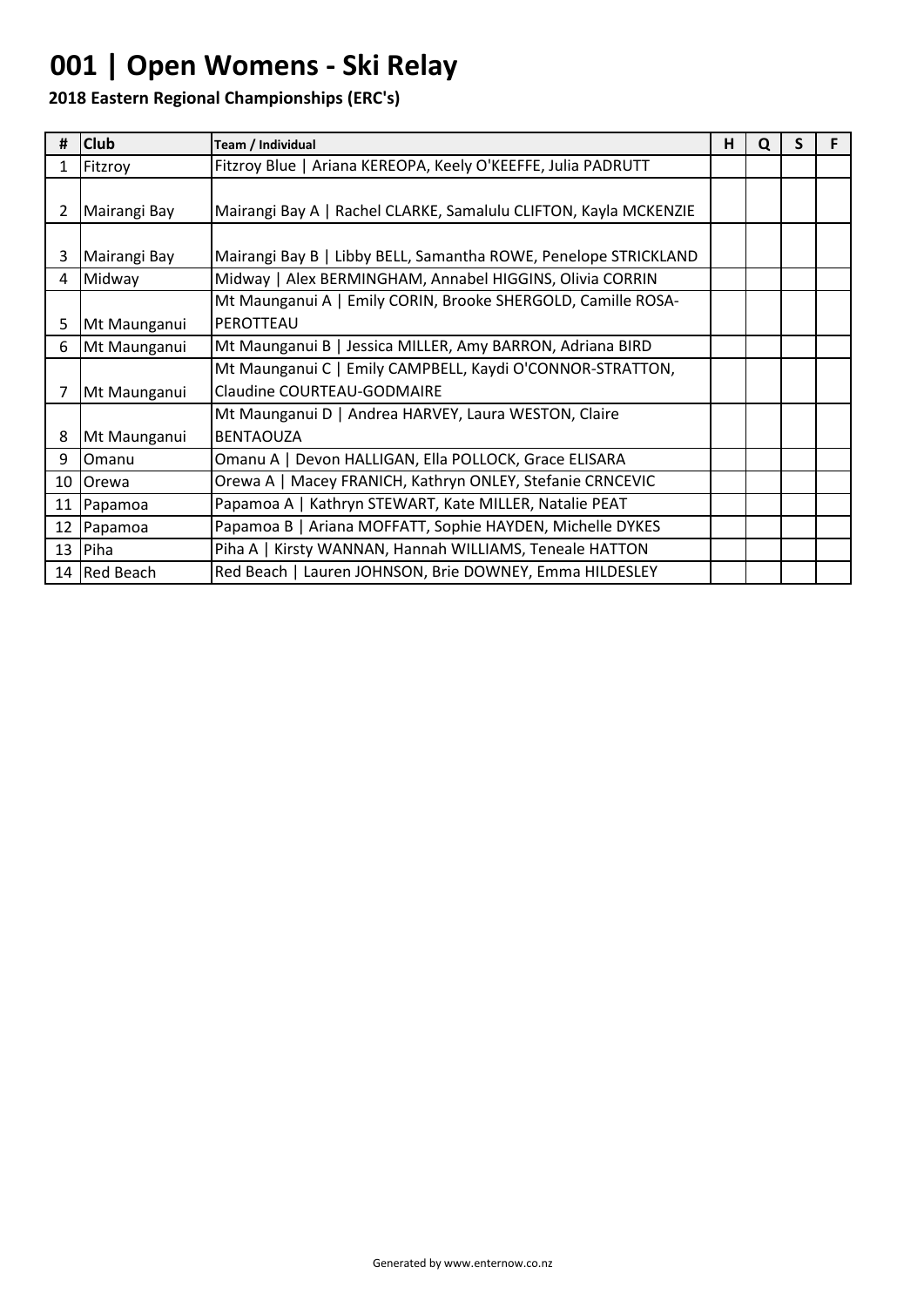# 001 | Open Womens - Ski Relay

**2018 Eastern Regional Championships (ERC's)**

| # | Club | Team / Individual | H | Q | S | F |
|---|---|---|---|---|---|---|
| 1 | Fitzroy | Fitzroy Blue \| Ariana KEREOPA, Keely O'KEEFFE, Julia PADRUTT | | | | |
| 2 | Mairangi Bay | Mairangi Bay A \| Rachel CLARKE, Samalulu CLIFTON, Kayla MCKENZIE | | | | |
| 3 | Mairangi Bay | Mairangi Bay B \| Libby BELL, Samantha ROWE, Penelope STRICKLAND | | | | |
| 4 | Midway | Midway \| Alex BERMINGHAM, Annabel HIGGINS, Olivia CORRIN | | | | |
| 5 | Mt Maunganui | Mt Maunganui A \| Emily CORIN, Brooke SHERGOLD, Camille ROSA-PEROTTEAU | | | | |
| 6 | Mt Maunganui | Mt Maunganui B \| Jessica MILLER, Amy BARRON, Adriana BIRD | | | | |
| 7 | Mt Maunganui | Mt Maunganui C \| Emily CAMPBELL, Kaydi O'CONNOR-STRATTON, Claudine COURTEAU-GODMAIRE | | | | |
| 8 | Mt Maunganui | Mt Maunganui D \| Andrea HARVEY, Laura WESTON, Claire BENTAOUZA | | | | |
| 9 | Omanu | Omanu A \| Devon HALLIGAN, Ella POLLOCK, Grace ELISARA | | | | |
| 10 | Orewa | Orewa A \| Macey FRANICH, Kathryn ONLEY, Stefanie CRNCEVIC | | | | |
| 11 | Papamoa | Papamoa A \| Kathryn STEWART, Kate MILLER, Natalie PEAT | | | | |
| 12 | Papamoa | Papamoa B \| Ariana MOFFATT, Sophie HAYDEN, Michelle DYKES | | | | |
| 13 | Piha | Piha A \| Kirsty WANNAN, Hannah WILLIAMS, Teneale HATTON | | | | |
| 14 | Red Beach | Red Beach \| Lauren JOHNSON, Brie DOWNEY, Emma HILDESLEY | | | | |

Generated by www.enternow.co.nz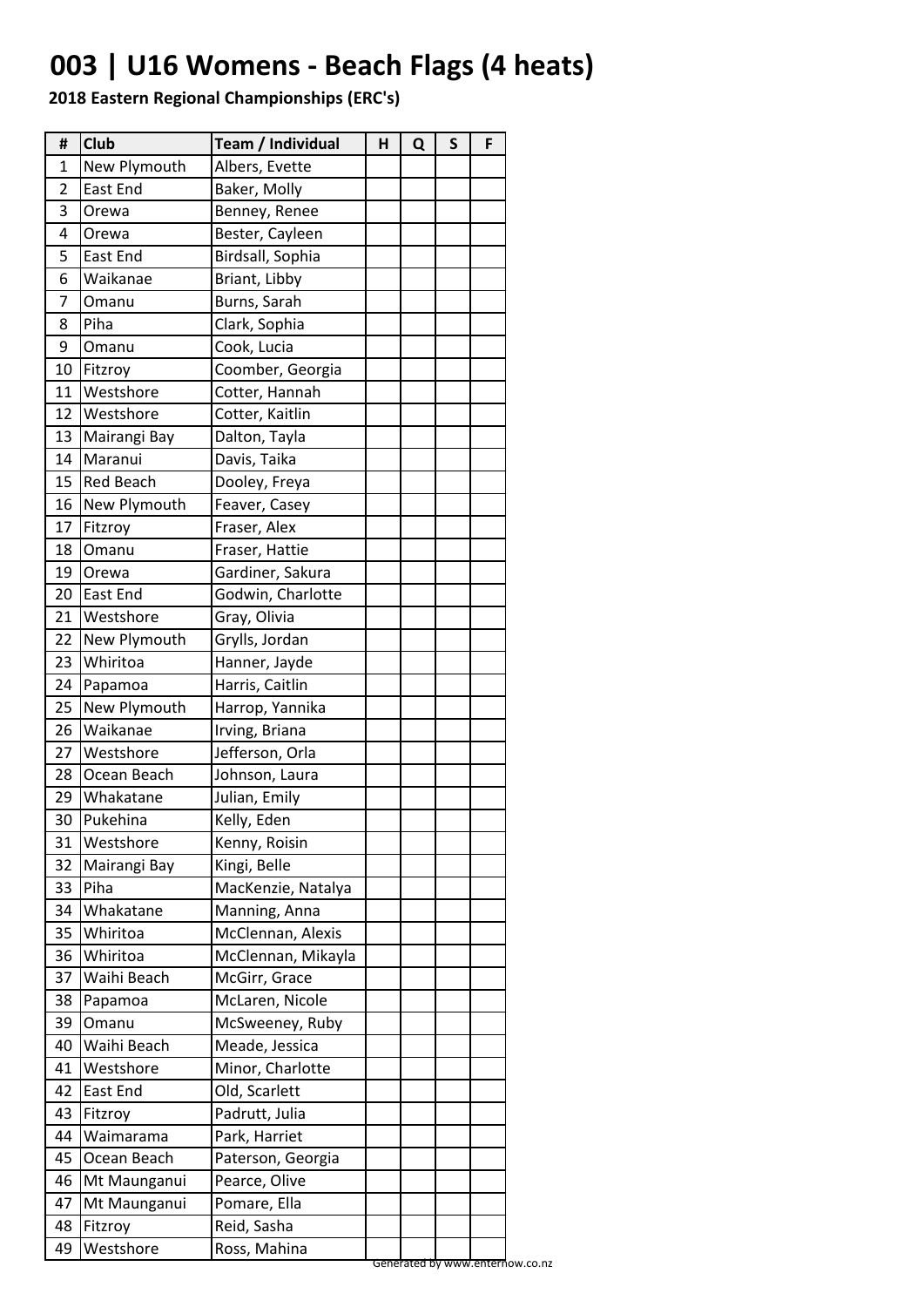# 003 | U16 Womens - Beach Flags (4 heats)

**2018 Eastern Regional Championships (ERC's)**

| # | Club | Team / Individual | H | Q | S | F |
|---|---|---|---|---|---|---|
| 1 | New Plymouth | Albers, Evette | | | | |
| 2 | East End | Baker, Molly | | | | |
| 3 | Orewa | Benney, Renee | | | | |
| 4 | Orewa | Bester, Cayleen | | | | |
| 5 | East End | Birdsall, Sophia | | | | |
| 6 | Waikanae | Briant, Libby | | | | |
| 7 | Omanu | Burns, Sarah | | | | |
| 8 | Piha | Clark, Sophia | | | | |
| 9 | Omanu | Cook, Lucia | | | | |
| 10 | Fitzroy | Coomber, Georgia | | | | |
| 11 | Westshore | Cotter, Hannah | | | | |
| 12 | Westshore | Cotter, Kaitlin | | | | |
| 13 | Mairangi Bay | Dalton, Tayla | | | | |
| 14 | Maranui | Davis, Taika | | | | |
| 15 | Red Beach | Dooley, Freya | | | | |
| 16 | New Plymouth | Feaver, Casey | | | | |
| 17 | Fitzroy | Fraser, Alex | | | | |
| 18 | Omanu | Fraser, Hattie | | | | |
| 19 | Orewa | Gardiner, Sakura | | | | |
| 20 | East End | Godwin, Charlotte | | | | |
| 21 | Westshore | Gray, Olivia | | | | |
| 22 | New Plymouth | Grylls, Jordan | | | | |
| 23 | Whiritoa | Hanner, Jayde | | | | |
| 24 | Papamoa | Harris, Caitlin | | | | |
| 25 | New Plymouth | Harrop, Yannika | | | | |
| 26 | Waikanae | Irving, Briana | | | | |
| 27 | Westshore | Jefferson, Orla | | | | |
| 28 | Ocean Beach | Johnson, Laura | | | | |
| 29 | Whakatane | Julian, Emily | | | | |
| 30 | Pukehina | Kelly, Eden | | | | |
| 31 | Westshore | Kenny, Roisin | | | | |
| 32 | Mairangi Bay | Kingi, Belle | | | | |
| 33 | Piha | MacKenzie, Natalya | | | | |
| 34 | Whakatane | Manning, Anna | | | | |
| 35 | Whiritoa | McClennan, Alexis | | | | |
| 36 | Whiritoa | McClennan, Mikayla | | | | |
| 37 | Waihi Beach | McGirr, Grace | | | | |
| 38 | Papamoa | McLaren, Nicole | | | | |
| 39 | Omanu | McSweeney, Ruby | | | | |
| 40 | Waihi Beach | Meade, Jessica | | | | |
| 41 | Westshore | Minor, Charlotte | | | | |
| 42 | East End | Old, Scarlett | | | | |
| 43 | Fitzroy | Padrutt, Julia | | | | |
| 44 | Waimarama | Park, Harriet | | | | |
| 45 | Ocean Beach | Paterson, Georgia | | | | |
| 46 | Mt Maunganui | Pearce, Olive | | | | |
| 47 | Mt Maunganui | Pomare, Ella | | | | |
| 48 | Fitzroy | Reid, Sasha | | | | |
| 49 | Westshore | Ross, Mahina | | | | |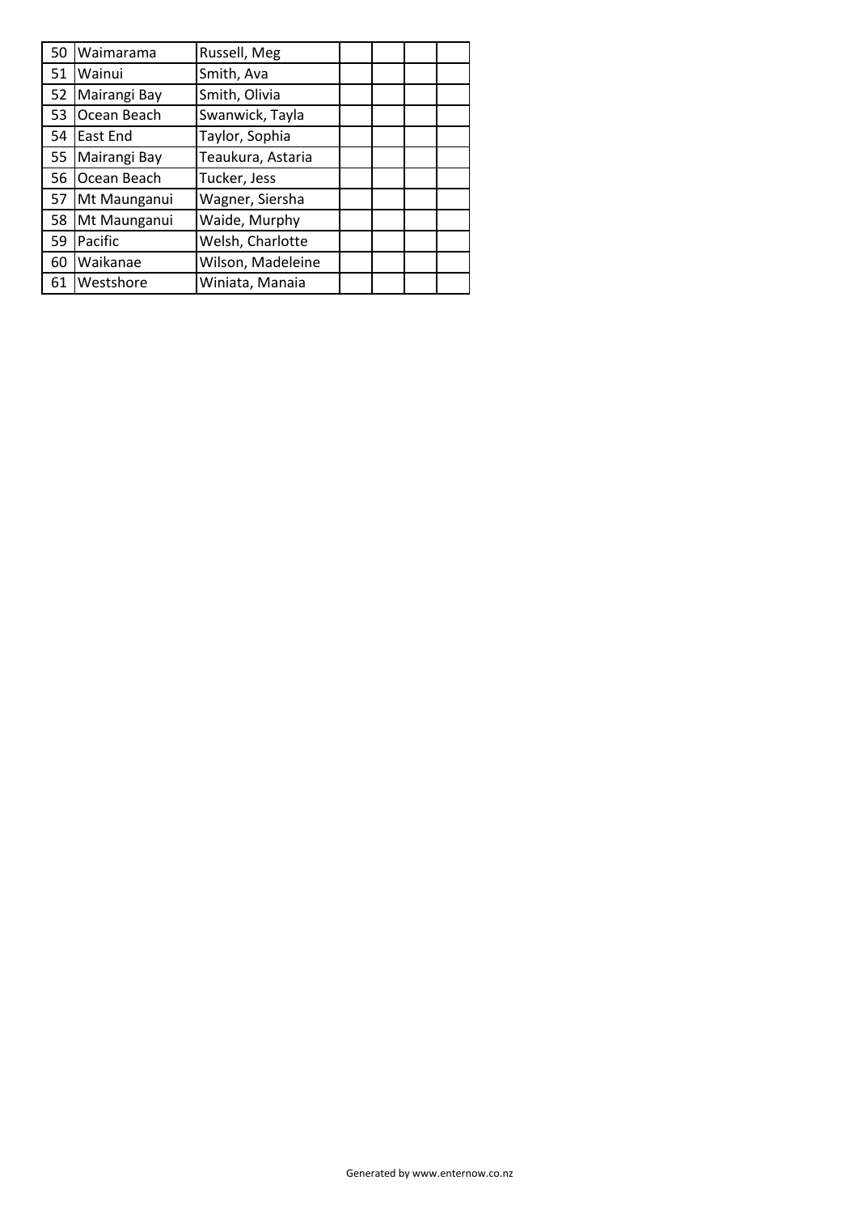| | | | | | | |
|---|---|---|---|---|---|---|
| 50 | Waimarama | Russell, Meg | | | | |
| 51 | Wainui | Smith, Ava | | | | |
| 52 | Mairangi Bay | Smith, Olivia | | | | |
| 53 | Ocean Beach | Swanwick, Tayla | | | | |
| 54 | East End | Taylor, Sophia | | | | |
| 55 | Mairangi Bay | Teaukura, Astaria | | | | |
| 56 | Ocean Beach | Tucker, Jess | | | | |
| 57 | Mt Maunganui | Wagner, Siersha | | | | |
| 58 | Mt Maunganui | Waide, Murphy | | | | |
| 59 | Pacific | Welsh, Charlotte | | | | |
| 60 | Waikanae | Wilson, Madeleine | | | | |
| 61 | Westshore | Winiata, Manaia | | | | |

Generated by www.enternow.co.nz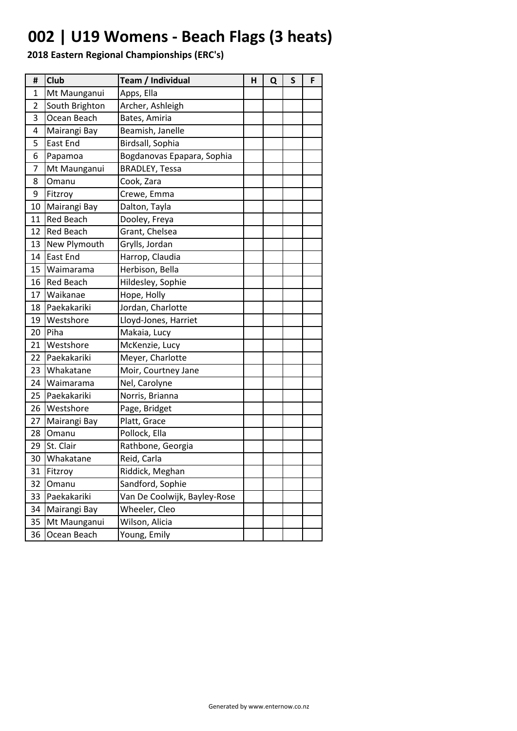# 002 | U19 Womens - Beach Flags (3 heats)

**2018 Eastern Regional Championships (ERC's)**

| # | Club | Team / Individual | H | Q | S | F |
|---|---|---|---|---|---|---|
| 1 | Mt Maunganui | Apps, Ella | | | | |
| 2 | South Brighton | Archer, Ashleigh | | | | |
| 3 | Ocean Beach | Bates, Amiria | | | | |
| 4 | Mairangi Bay | Beamish, Janelle | | | | |
| 5 | East End | Birdsall, Sophia | | | | |
| 6 | Papamoa | Bogdanovas Epapara, Sophia | | | | |
| 7 | Mt Maunganui | BRADLEY, Tessa | | | | |
| 8 | Omanu | Cook, Zara | | | | |
| 9 | Fitzroy | Crewe, Emma | | | | |
| 10 | Mairangi Bay | Dalton, Tayla | | | | |
| 11 | Red Beach | Dooley, Freya | | | | |
| 12 | Red Beach | Grant, Chelsea | | | | |
| 13 | New Plymouth | Grylls, Jordan | | | | |
| 14 | East End | Harrop, Claudia | | | | |
| 15 | Waimarama | Herbison, Bella | | | | |
| 16 | Red Beach | Hildesley, Sophie | | | | |
| 17 | Waikanae | Hope, Holly | | | | |
| 18 | Paekakariki | Jordan, Charlotte | | | | |
| 19 | Westshore | Lloyd-Jones, Harriet | | | | |
| 20 | Piha | Makaia, Lucy | | | | |
| 21 | Westshore | McKenzie, Lucy | | | | |
| 22 | Paekakariki | Meyer, Charlotte | | | | |
| 23 | Whakatane | Moir, Courtney Jane | | | | |
| 24 | Waimarama | Nel, Carolyne | | | | |
| 25 | Paekakariki | Norris, Brianna | | | | |
| 26 | Westshore | Page, Bridget | | | | |
| 27 | Mairangi Bay | Platt, Grace | | | | |
| 28 | Omanu | Pollock, Ella | | | | |
| 29 | St. Clair | Rathbone, Georgia | | | | |
| 30 | Whakatane | Reid, Carla | | | | |
| 31 | Fitzroy | Riddick, Meghan | | | | |
| 32 | Omanu | Sandford, Sophie | | | | |
| 33 | Paekakariki | Van De Coolwijk, Bayley-Rose | | | | |
| 34 | Mairangi Bay | Wheeler, Cleo | | | | |
| 35 | Mt Maunganui | Wilson, Alicia | | | | |
| 36 | Ocean Beach | Young, Emily | | | | |

Generated by www.enternow.co.nz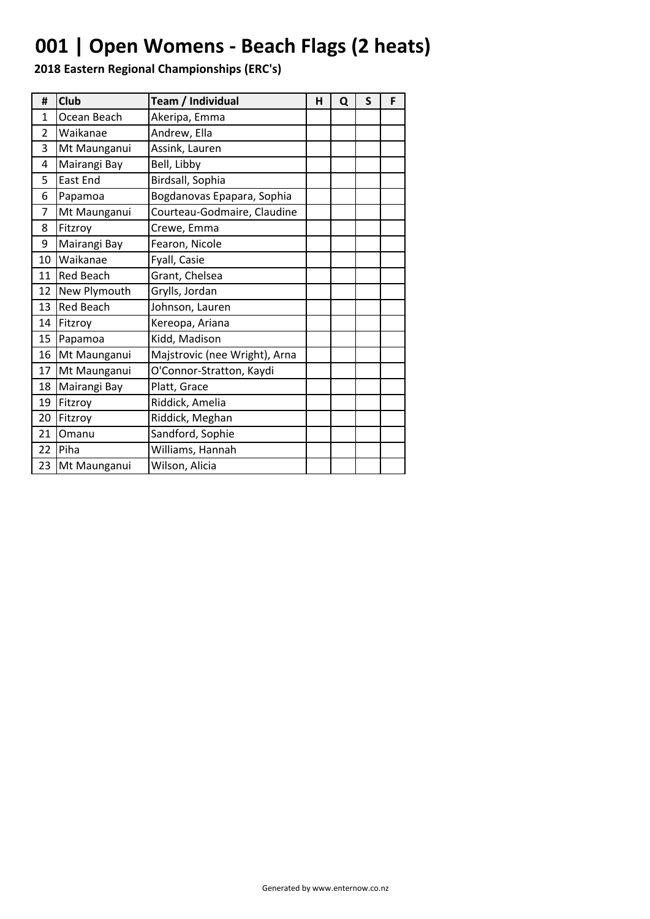# 001 | Open Womens - Beach Flags (2 heats)

**2018 Eastern Regional Championships (ERC's)**

| # | Club | Team / Individual | H | Q | S | F |
|---|---|---|---|---|---|---|
| 1 | Ocean Beach | Akeripa, Emma | | | | |
| 2 | Waikanae | Andrew, Ella | | | | |
| 3 | Mt Maunganui | Assink, Lauren | | | | |
| 4 | Mairangi Bay | Bell, Libby | | | | |
| 5 | East End | Birdsall, Sophia | | | | |
| 6 | Papamoa | Bogdanovas Epapara, Sophia | | | | |
| 7 | Mt Maunganui | Courteau-Godmaire, Claudine | | | | |
| 8 | Fitzroy | Crewe, Emma | | | | |
| 9 | Mairangi Bay | Fearon, Nicole | | | | |
| 10 | Waikanae | Fyall, Casie | | | | |
| 11 | Red Beach | Grant, Chelsea | | | | |
| 12 | New Plymouth | Grylls, Jordan | | | | |
| 13 | Red Beach | Johnson, Lauren | | | | |
| 14 | Fitzroy | Kereopa, Ariana | | | | |
| 15 | Papamoa | Kidd, Madison | | | | |
| 16 | Mt Maunganui | Majstrovic (nee Wright), Arna | | | | |
| 17 | Mt Maunganui | O'Connor-Stratton, Kaydi | | | | |
| 18 | Mairangi Bay | Platt, Grace | | | | |
| 19 | Fitzroy | Riddick, Amelia | | | | |
| 20 | Fitzroy | Riddick, Meghan | | | | |
| 21 | Omanu | Sandford, Sophie | | | | |
| 22 | Piha | Williams, Hannah | | | | |
| 23 | Mt Maunganui | Wilson, Alicia | | | | |

Generated by www.enternow.co.nz